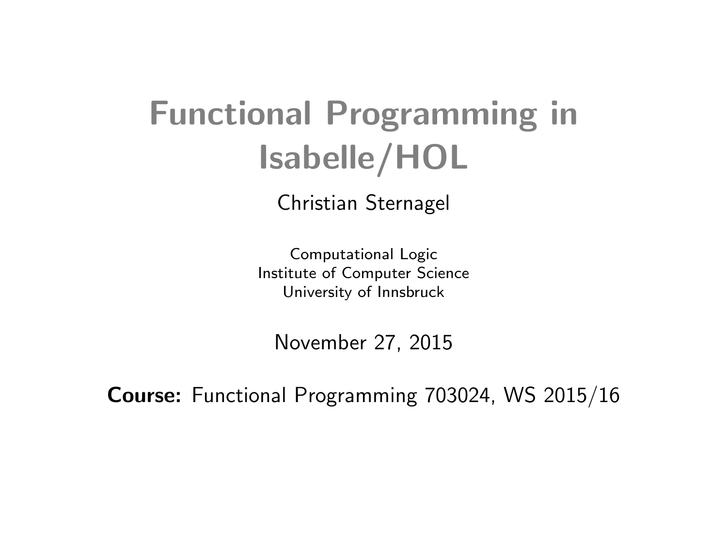# Functional Programming in Isabelle/HOL

Christian Sternagel

Computational Logic
Institute of Computer Science
University of Innsbruck

November 27, 2015

**Course:** Functional Programming 703024, WS 2015/16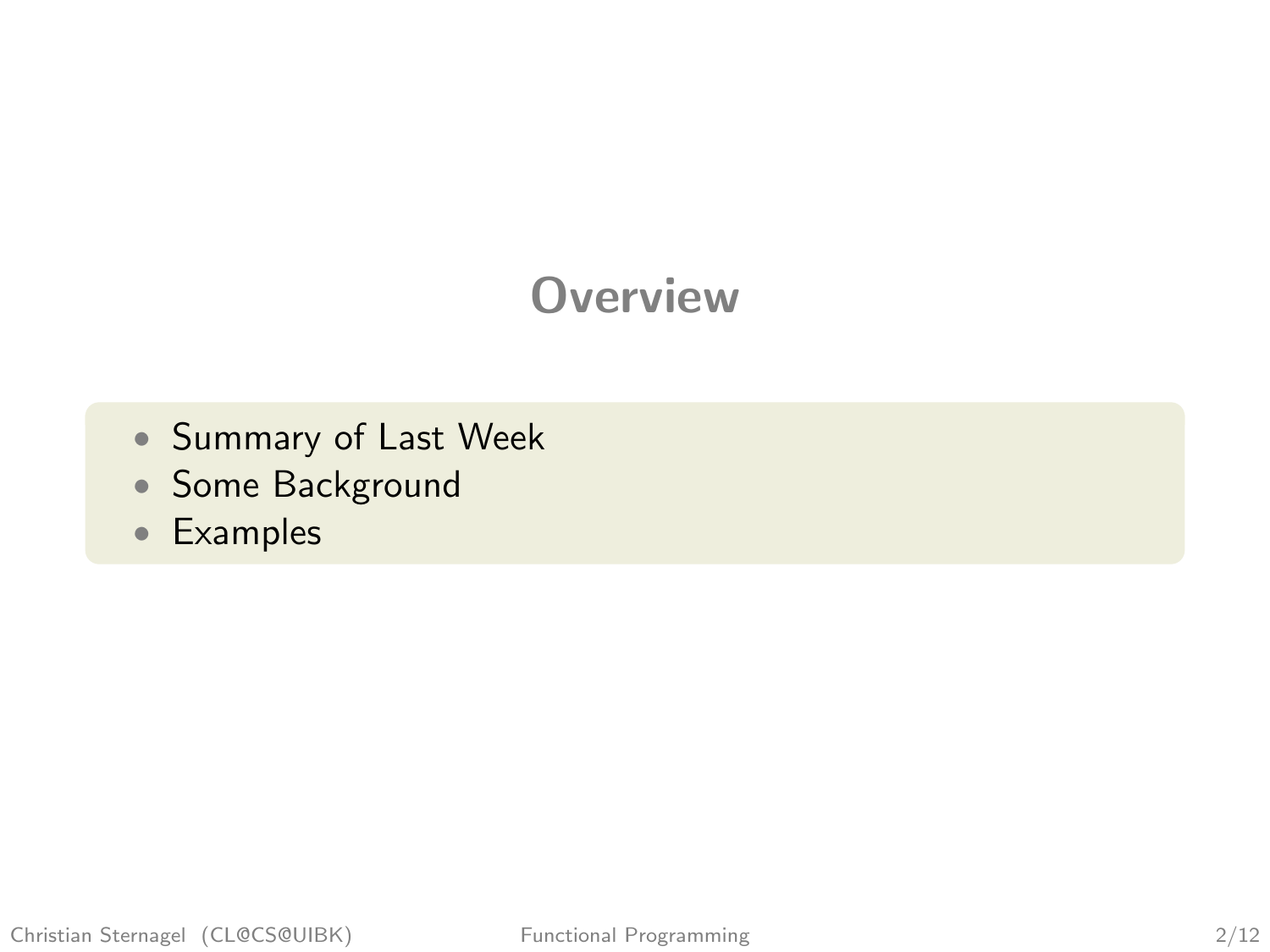# Overview

- Summary of Last Week
- Some Background
- Examples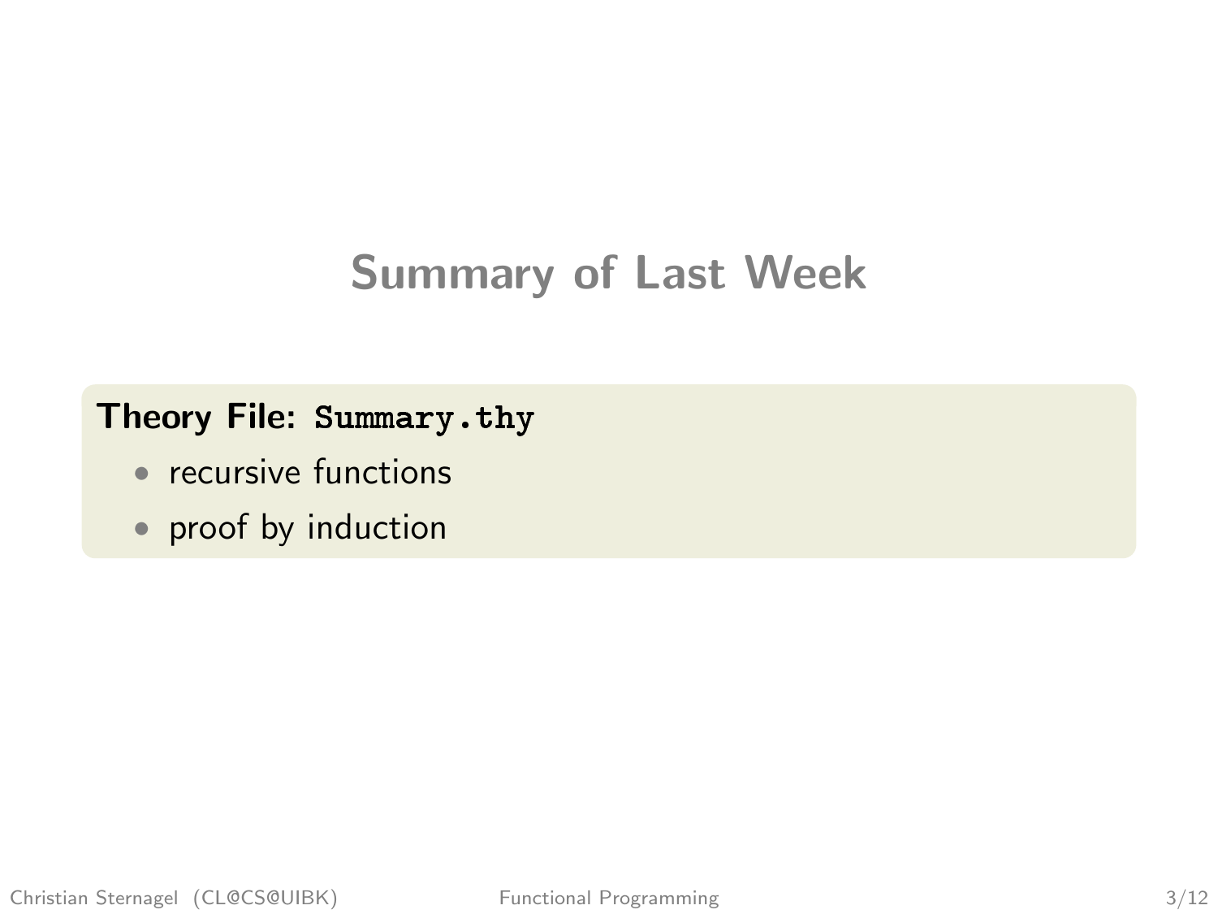# Summary of Last Week

**Theory File: `Summary.thy`**

- recursive functions
- proof by induction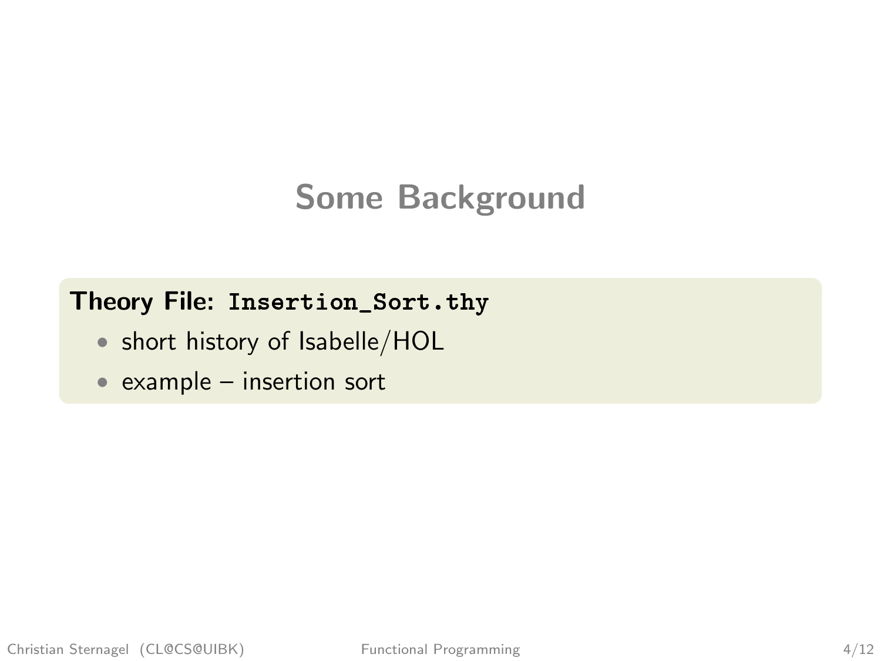# Some Background

**Theory File: `Insertion_Sort.thy`**

- short history of Isabelle/HOL
- example – insertion sort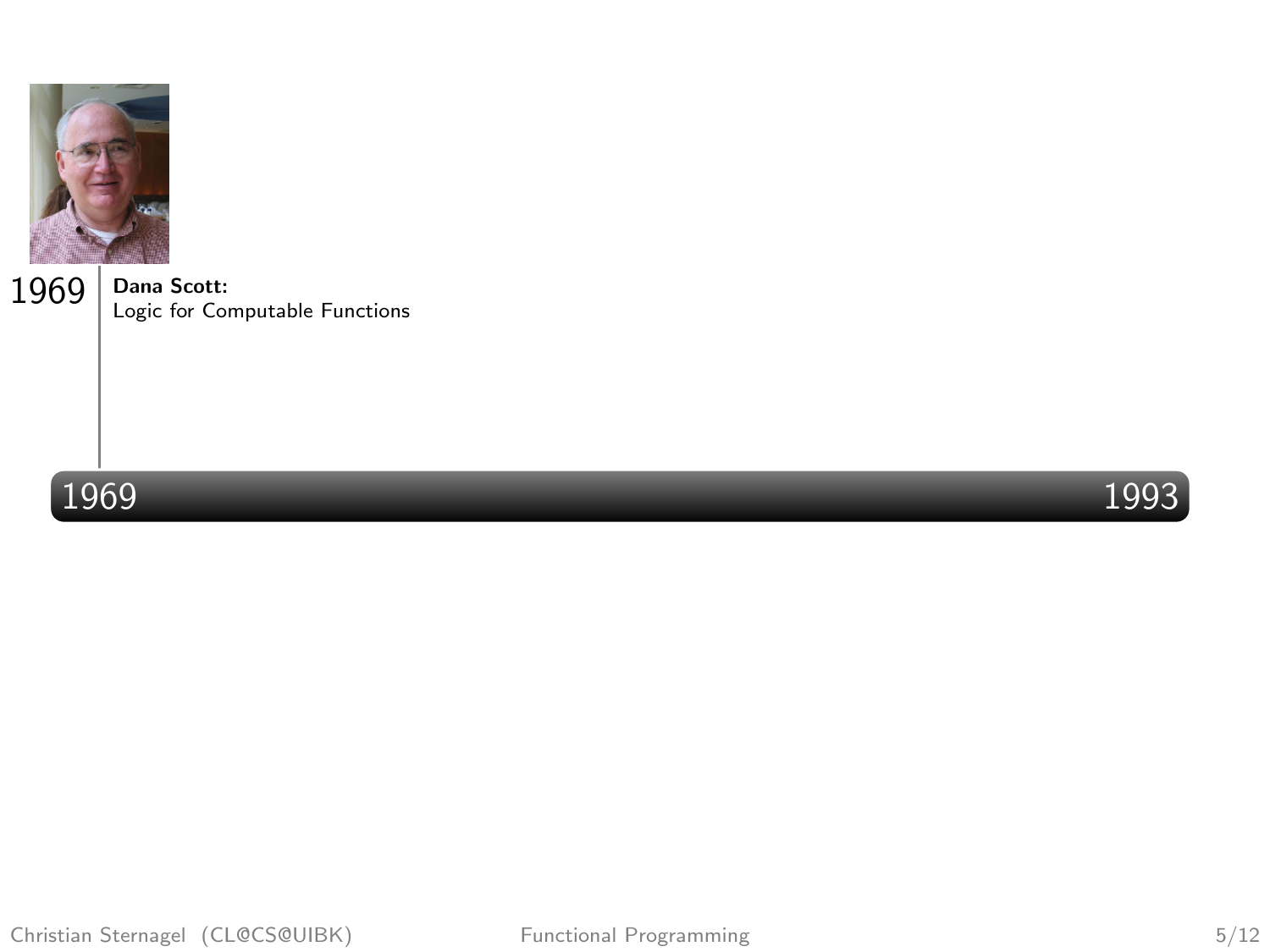1969 **Dana Scott:**
Logic for Computable Functions

1969 1993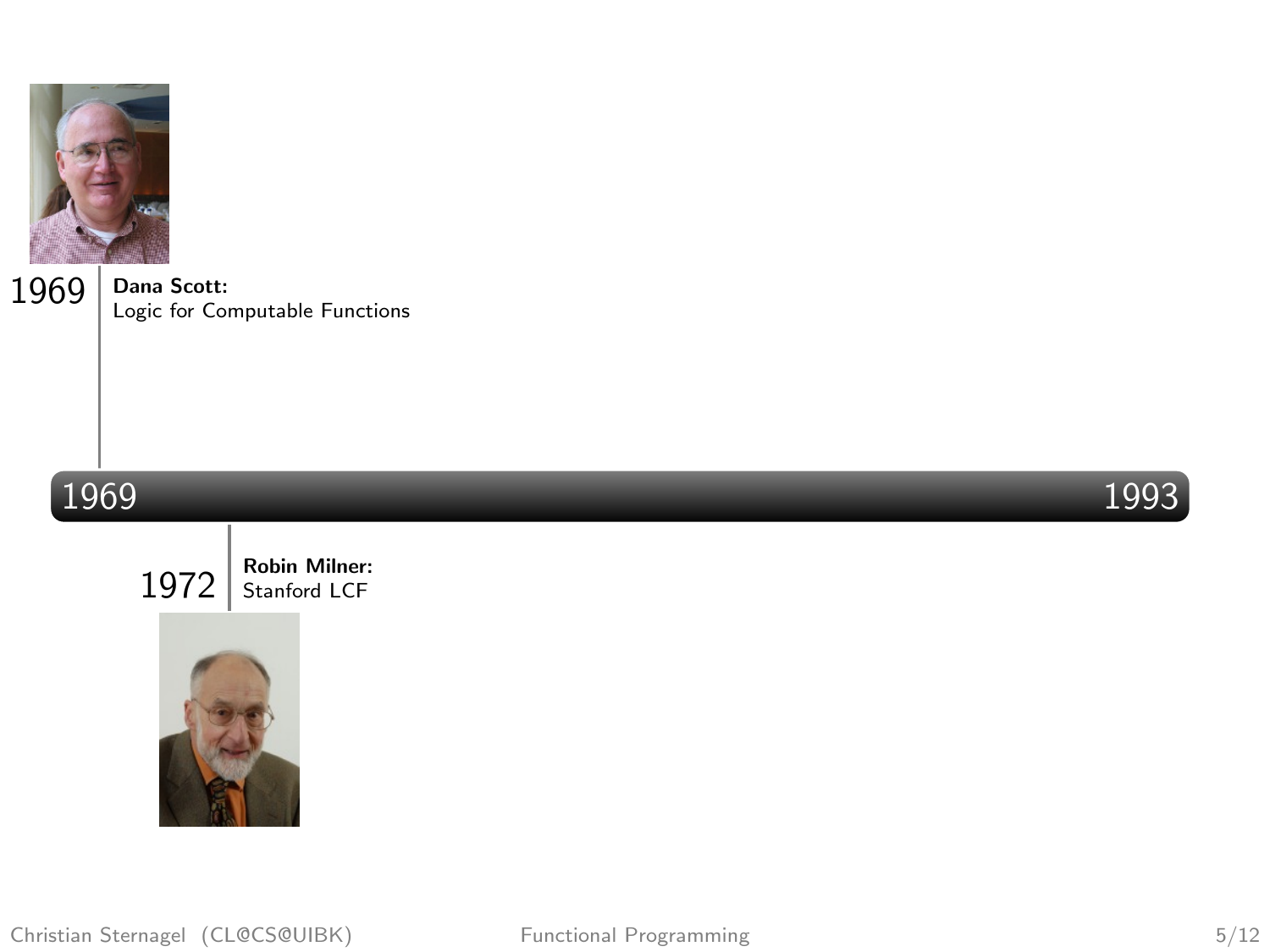1969 **Dana Scott:**
Logic for Computable Functions

1969 — 1993

1972 **Robin Milner:**
Stanford LCF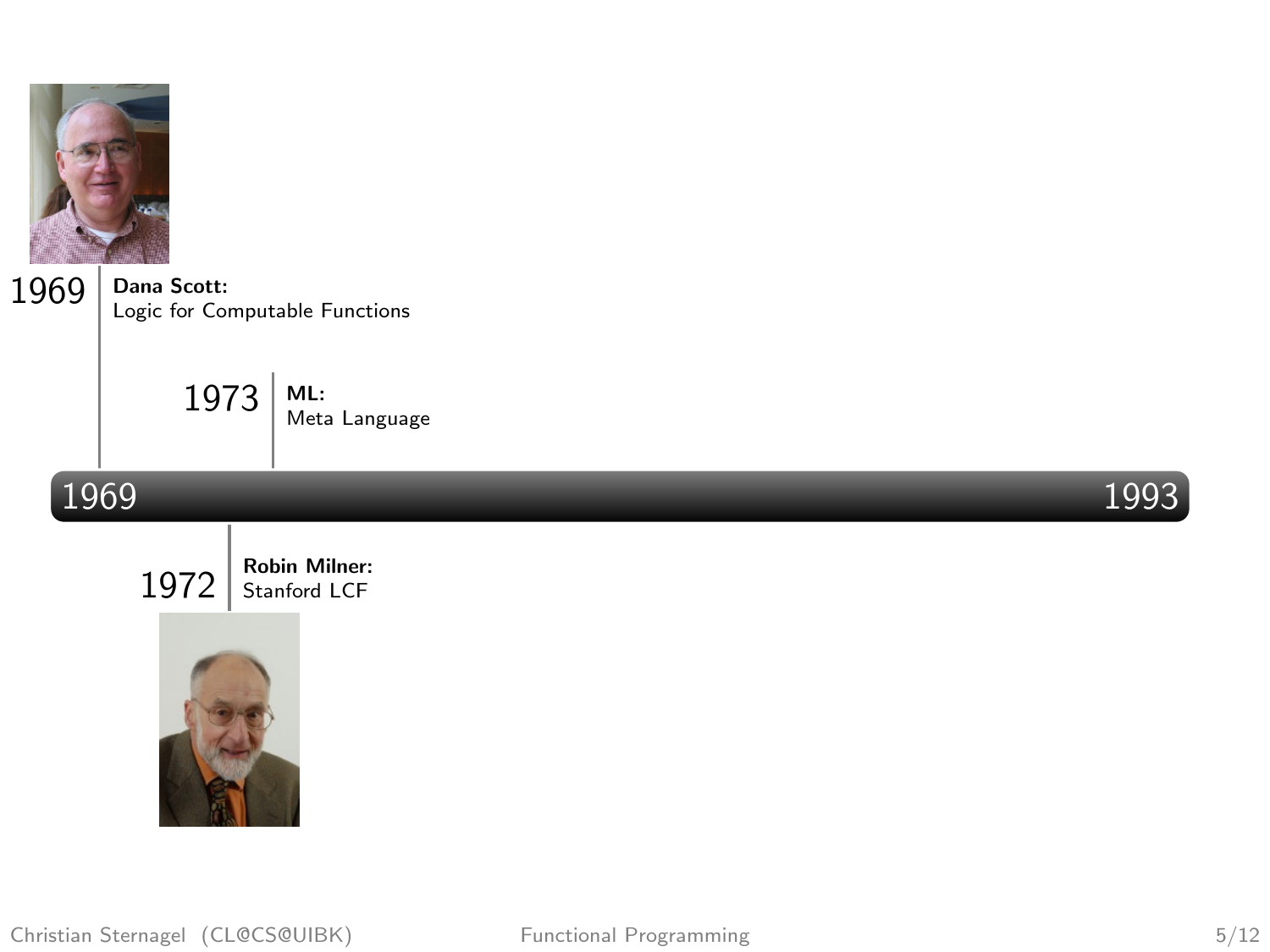1969 **Dana Scott:**
Logic for Computable Functions

1973 **ML:**
Meta Language

1969 — 1993

1972 **Robin Milner:**
Stanford LCF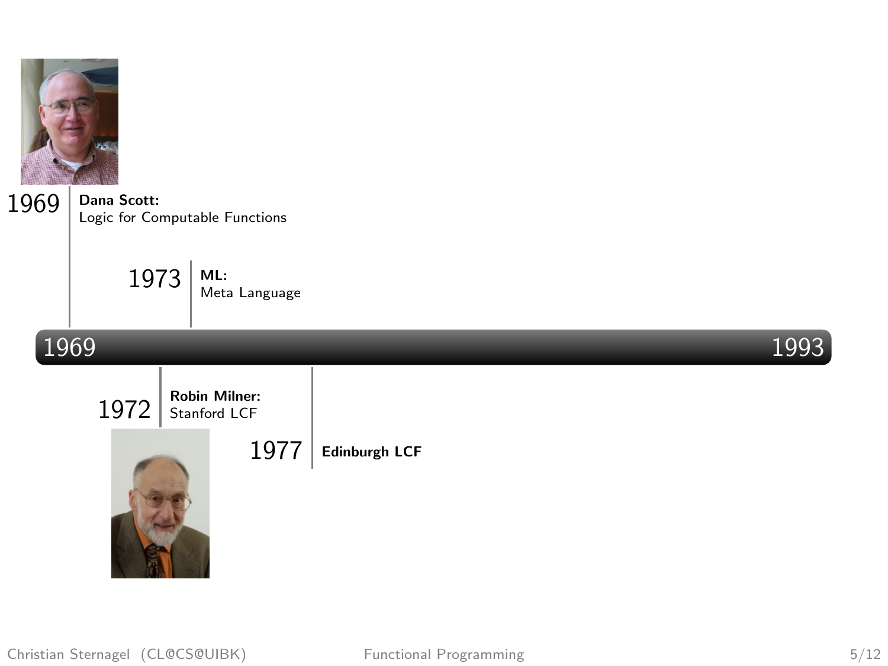1969 **Dana Scott:**
Logic for Computable Functions

1973 **ML:**
Meta Language

1969 — 1993

1972 **Robin Milner:**
Stanford LCF

1977 **Edinburgh LCF**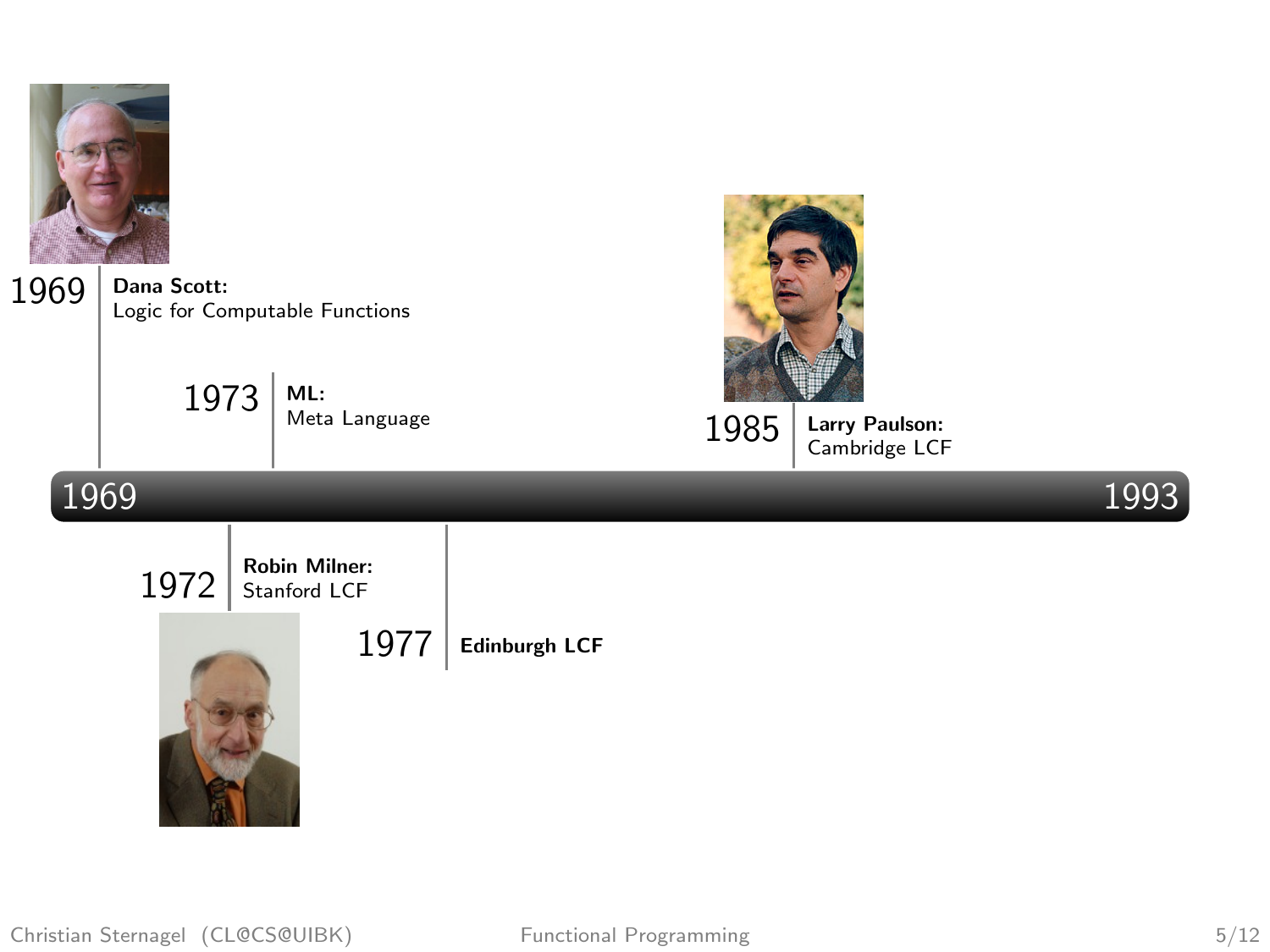1969 **Dana Scott:**
Logic for Computable Functions

1973 **ML:**
Meta Language

1985 **Larry Paulson:**
Cambridge LCF

1969 — 1993

1972 **Robin Milner:**
Stanford LCF

1977 **Edinburgh LCF**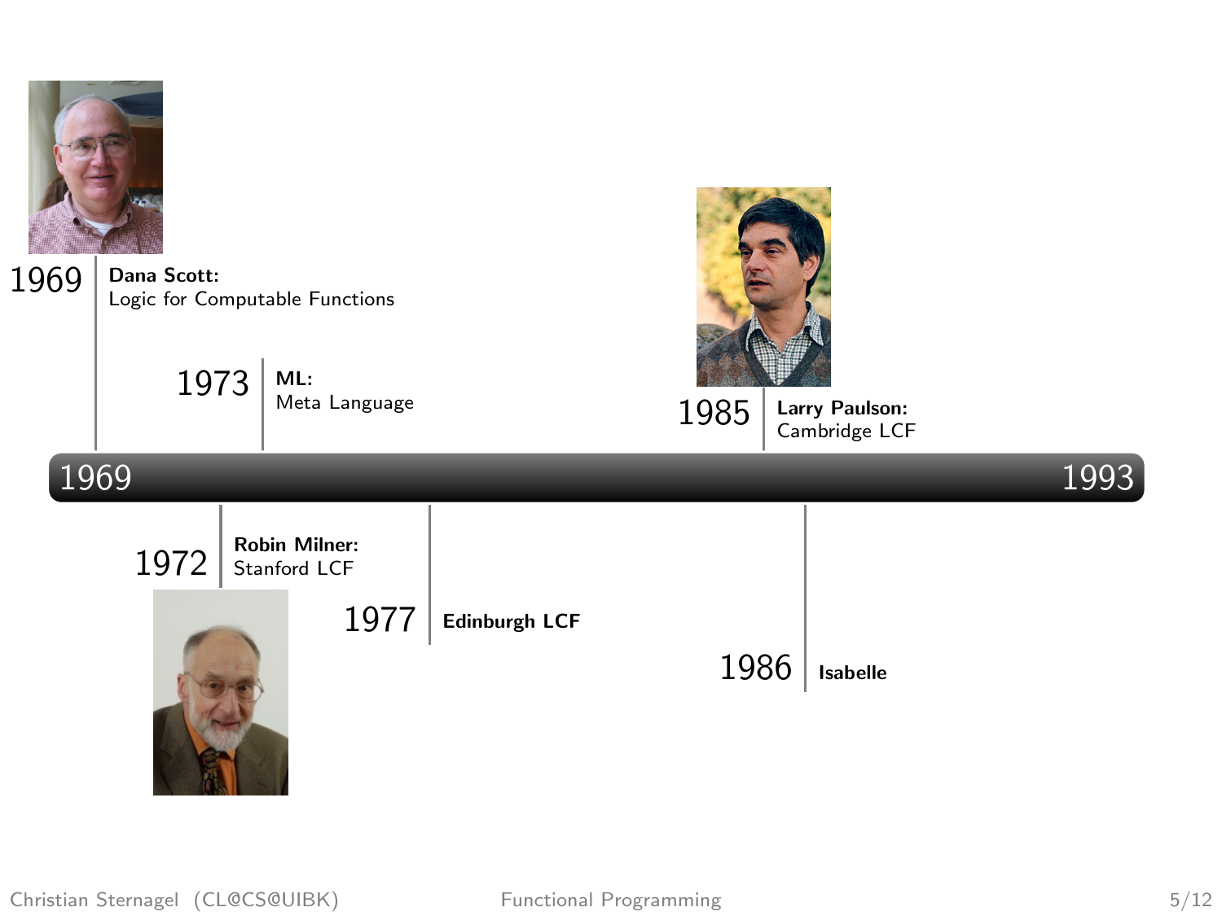1969 **Dana Scott:**
Logic for Computable Functions

1973 **ML:**
Meta Language

1985 **Larry Paulson:**
Cambridge LCF

1969 — 1993

1972 **Robin Milner:**
Stanford LCF

1977 **Edinburgh LCF**

1986 **Isabelle**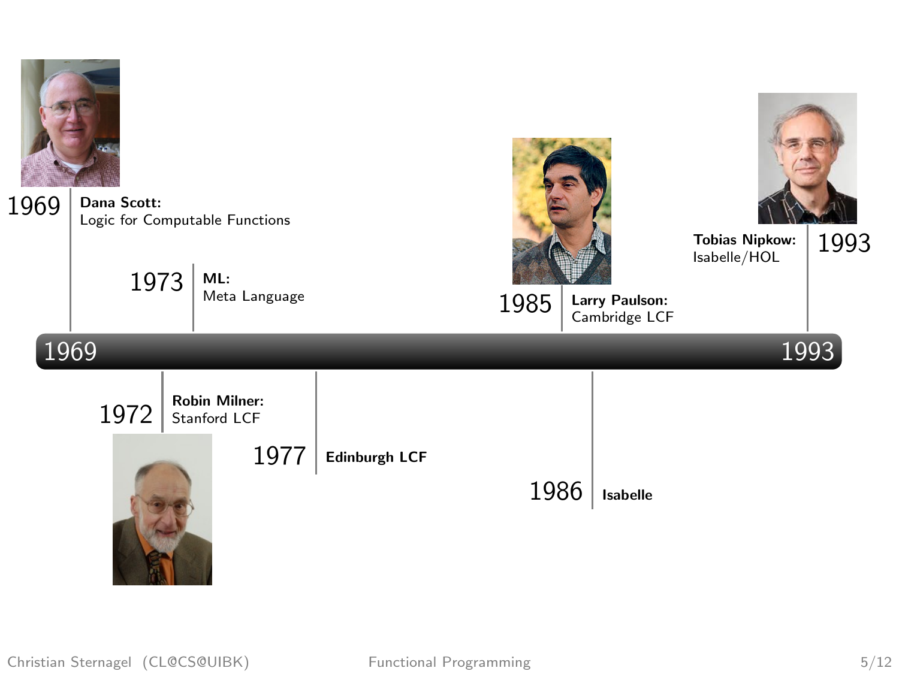1969 – 1993

- **1969** **Dana Scott:** Logic for Computable Functions
- **1972** **Robin Milner:** Stanford LCF
- **1973** **ML:** Meta Language
- **1977** **Edinburgh LCF**
- **1985** **Larry Paulson:** Cambridge LCF
- **1986** **Isabelle**
- **1993** **Tobias Nipkow:** Isabelle/HOL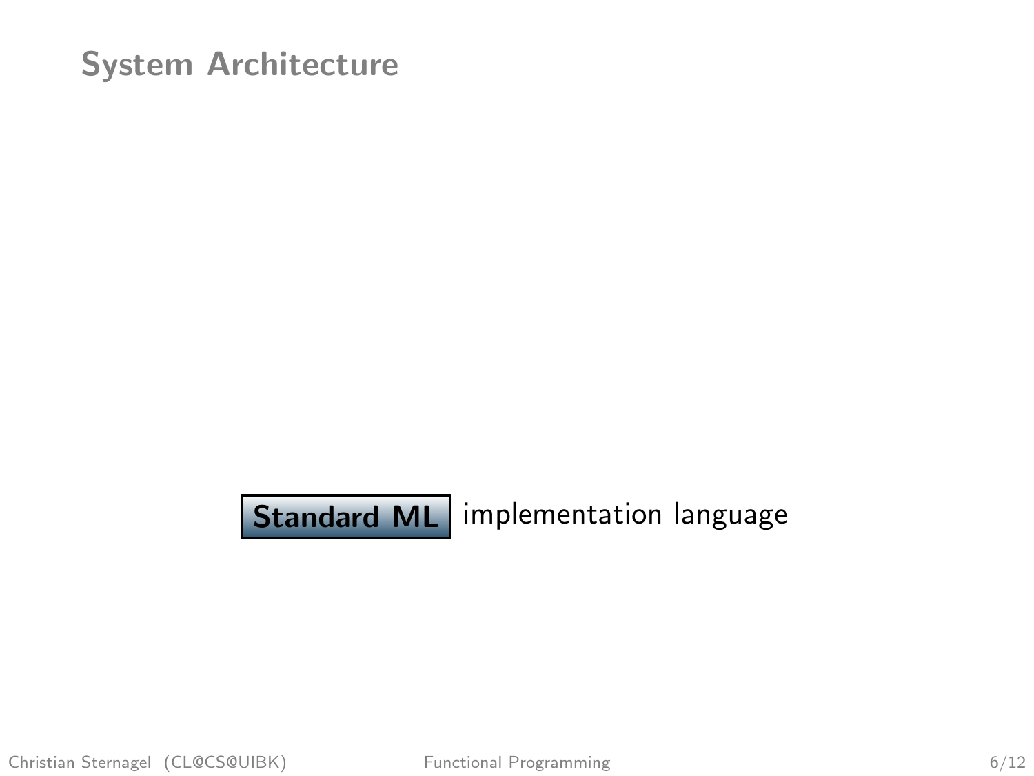# System Architecture

**Standard ML** implementation language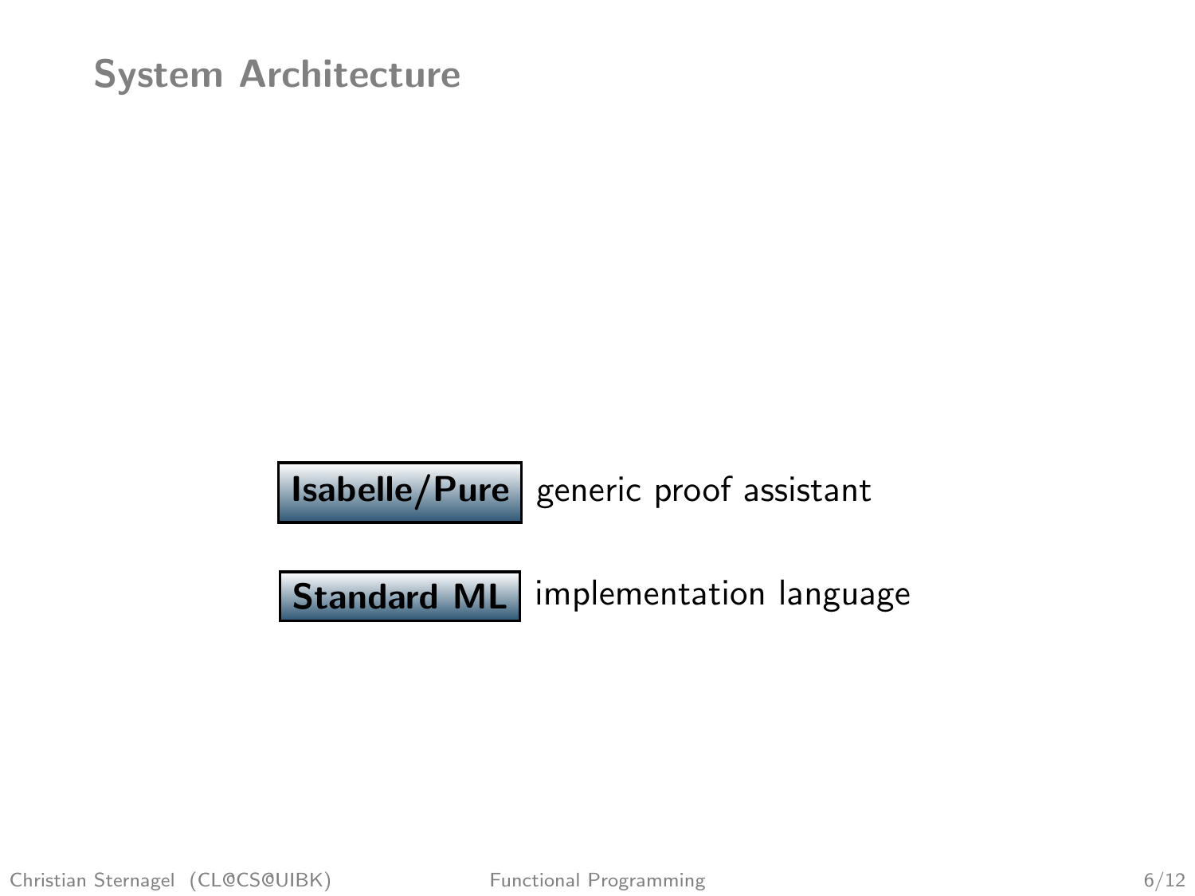# System Architecture

**Isabelle/Pure** generic proof assistant

**Standard ML** implementation language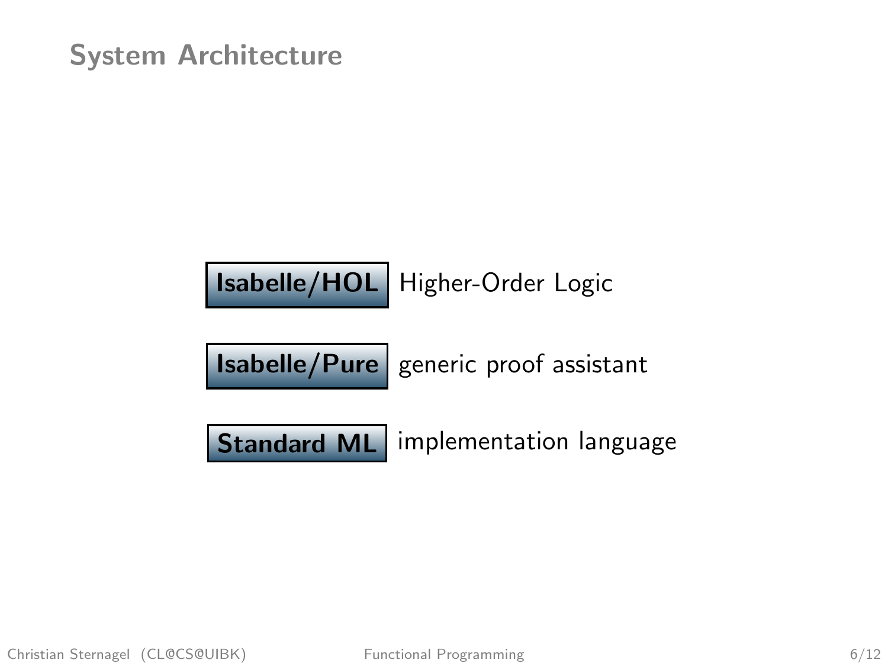## System Architecture

**Isabelle/HOL** Higher-Order Logic

**Isabelle/Pure** generic proof assistant

**Standard ML** implementation language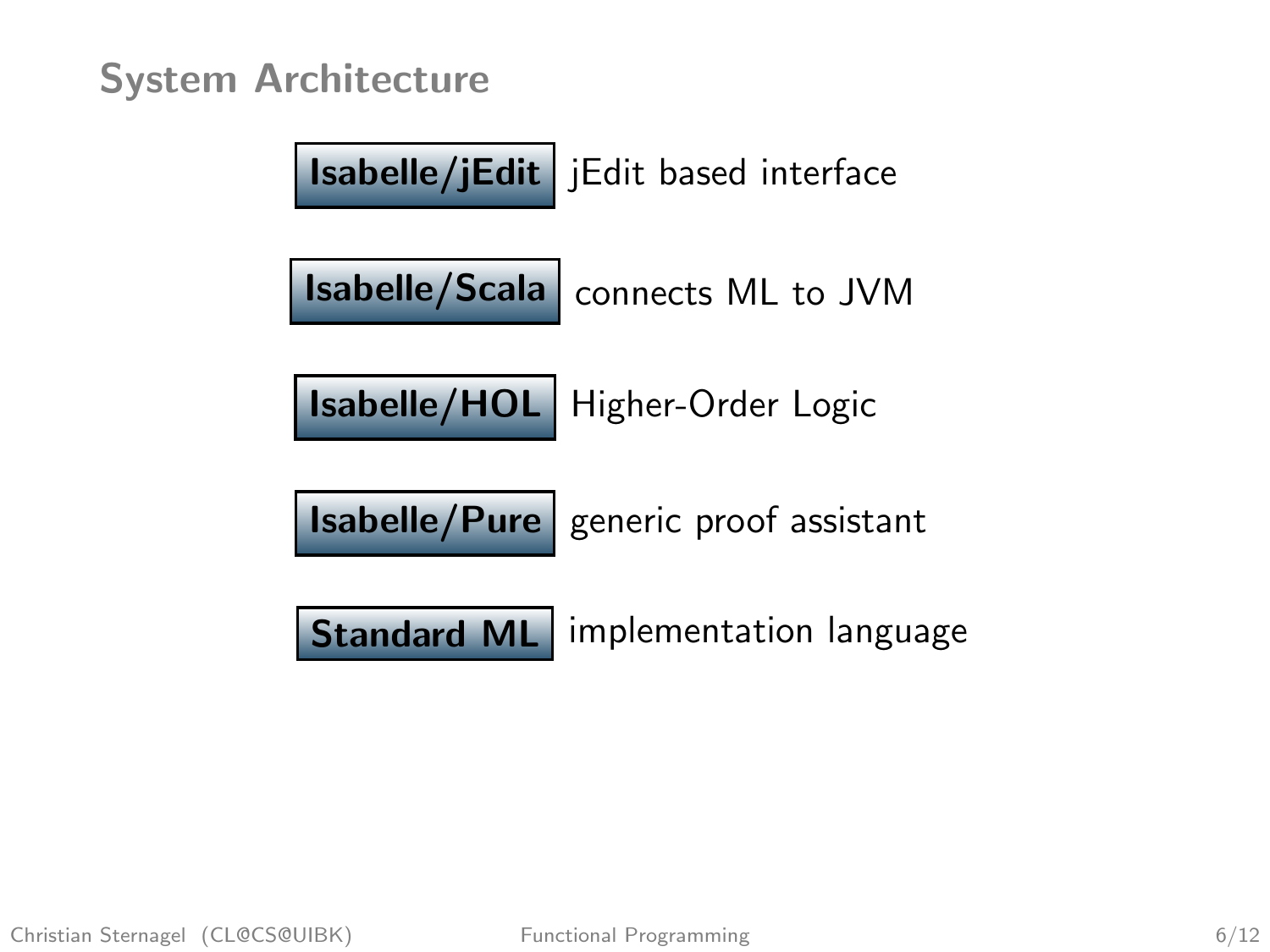## System Architecture

| | |
|---|---|
| **Isabelle/jEdit** | jEdit based interface |
| **Isabelle/Scala** | connects ML to JVM |
| **Isabelle/HOL** | Higher-Order Logic |
| **Isabelle/Pure** | generic proof assistant |
| **Standard ML** | implementation language |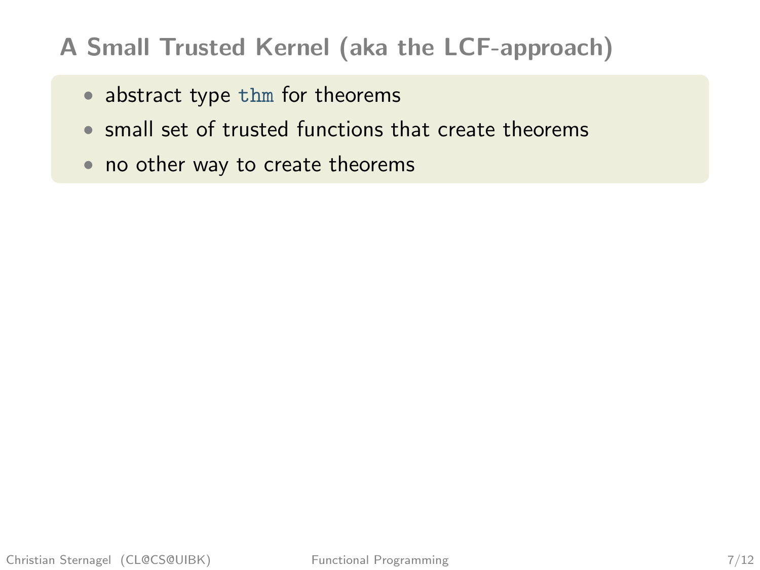## A Small Trusted Kernel (aka the LCF-approach)

- abstract type `thm` for theorems
- small set of trusted functions that create theorems
- no other way to create theorems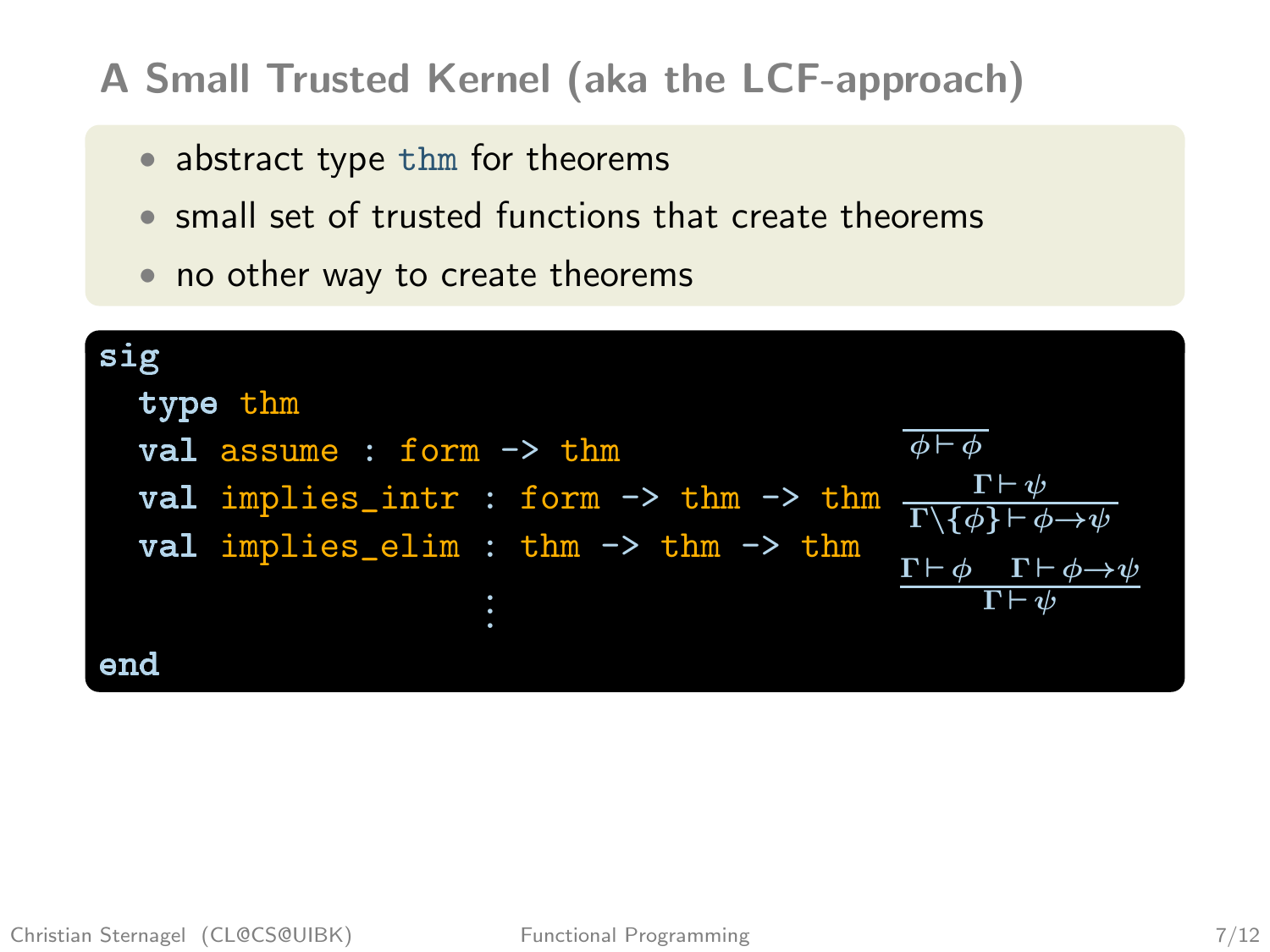## A Small Trusted Kernel (aka the LCF-approach)

- abstract type `thm` for theorems
- small set of trusted functions that create theorems
- no other way to create theorems

```
sig
  type thm
  val assume : form -> thm
  val implies_intr : form -> thm -> thm
  val implies_elim : thm -> thm -> thm
                   ⋮
end
```

$$\frac{}{\phi \vdash \phi}$$

$$\frac{\Gamma \vdash \psi}{\Gamma \setminus \{\phi\} \vdash \phi \to \psi}$$

$$\frac{\Gamma \vdash \phi \quad \Gamma \vdash \phi \to \psi}{\Gamma \vdash \psi}$$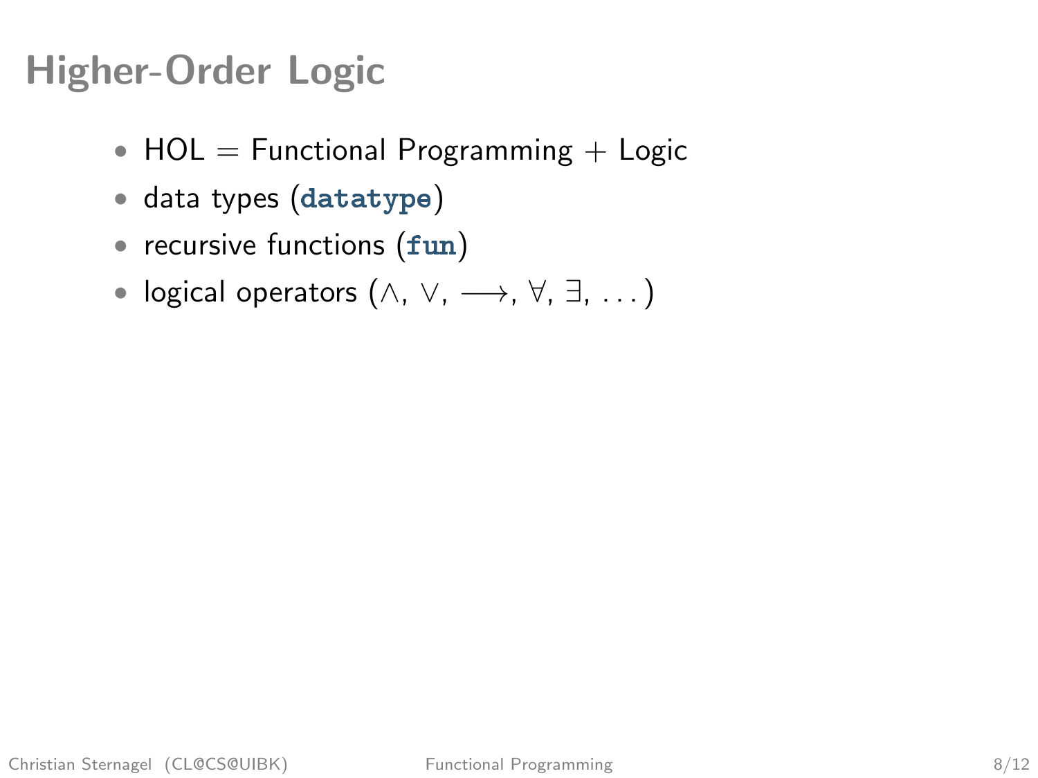# Higher-Order Logic

- HOL = Functional Programming + Logic
- data types (`datatype`)
- recursive functions (`fun`)
- logical operators ($\wedge$, $\vee$, $\longrightarrow$, $\forall$, $\exists$, ...)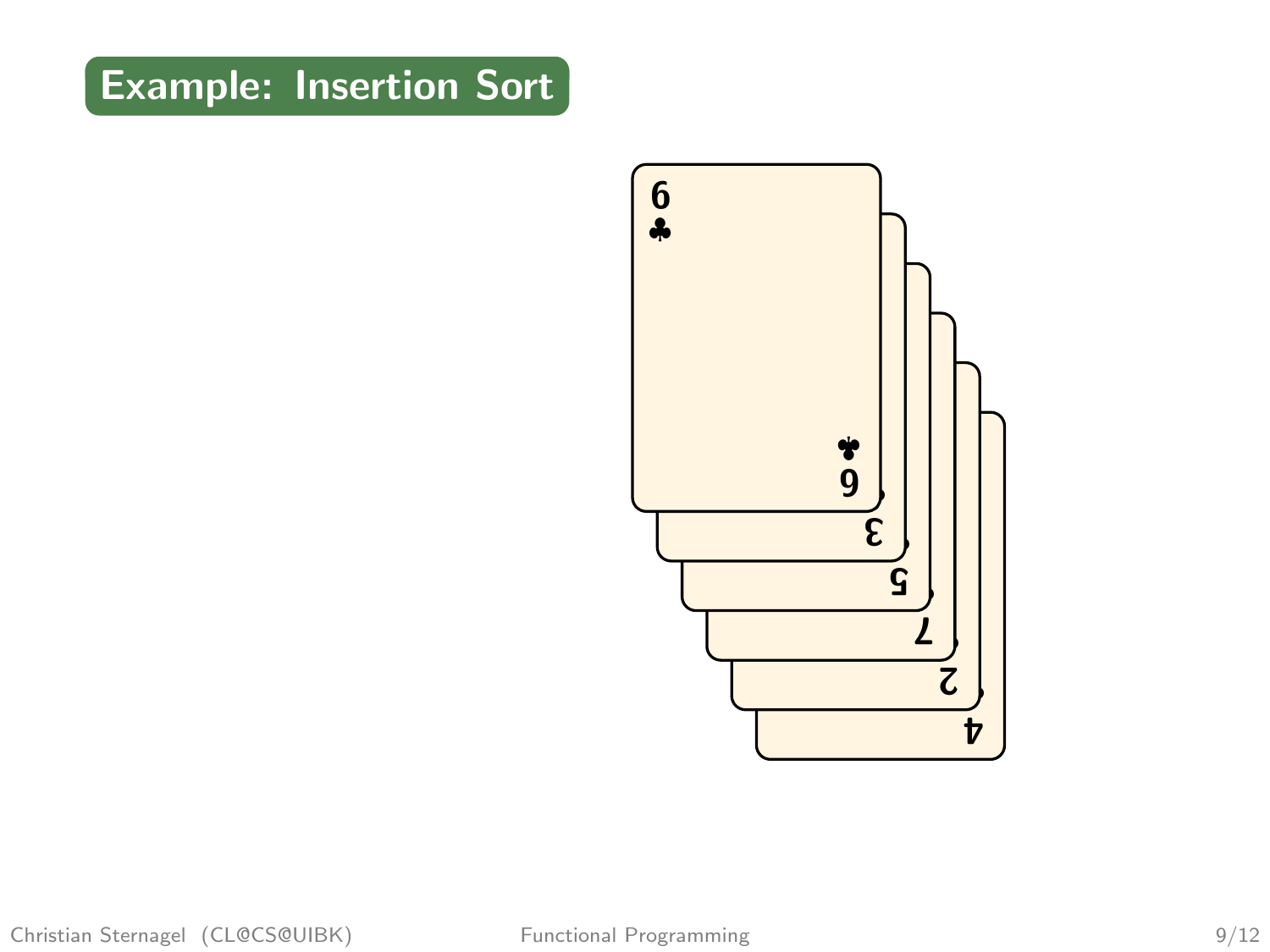## Example: Insertion Sort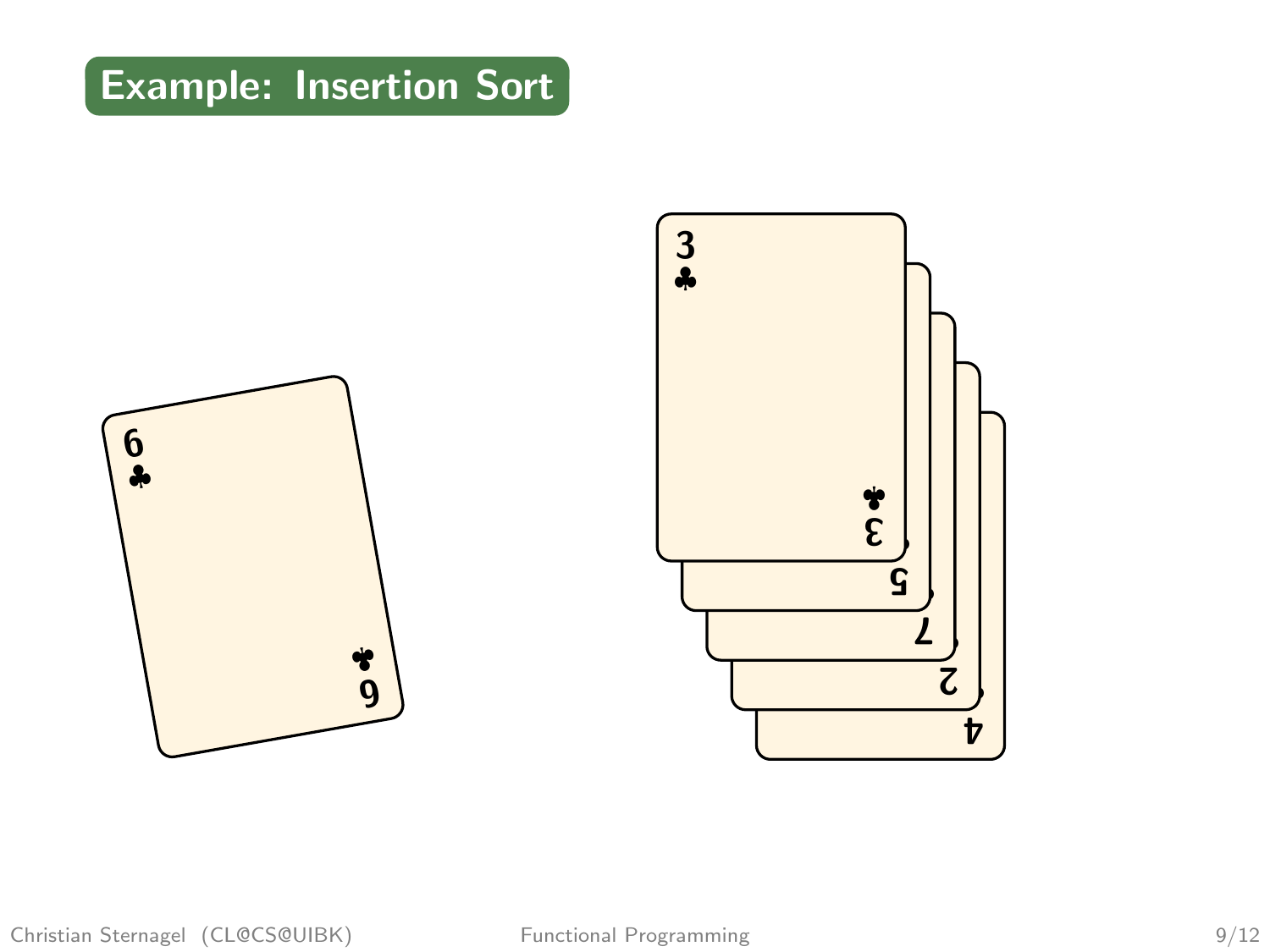## Example: Insertion Sort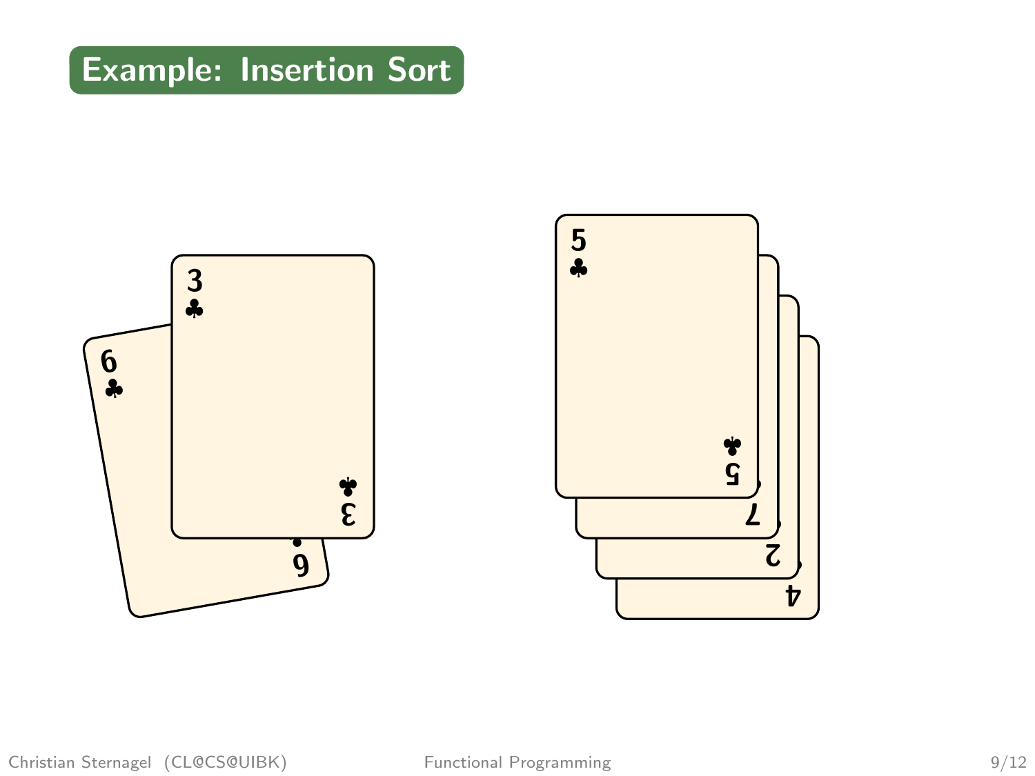## Example: Insertion Sort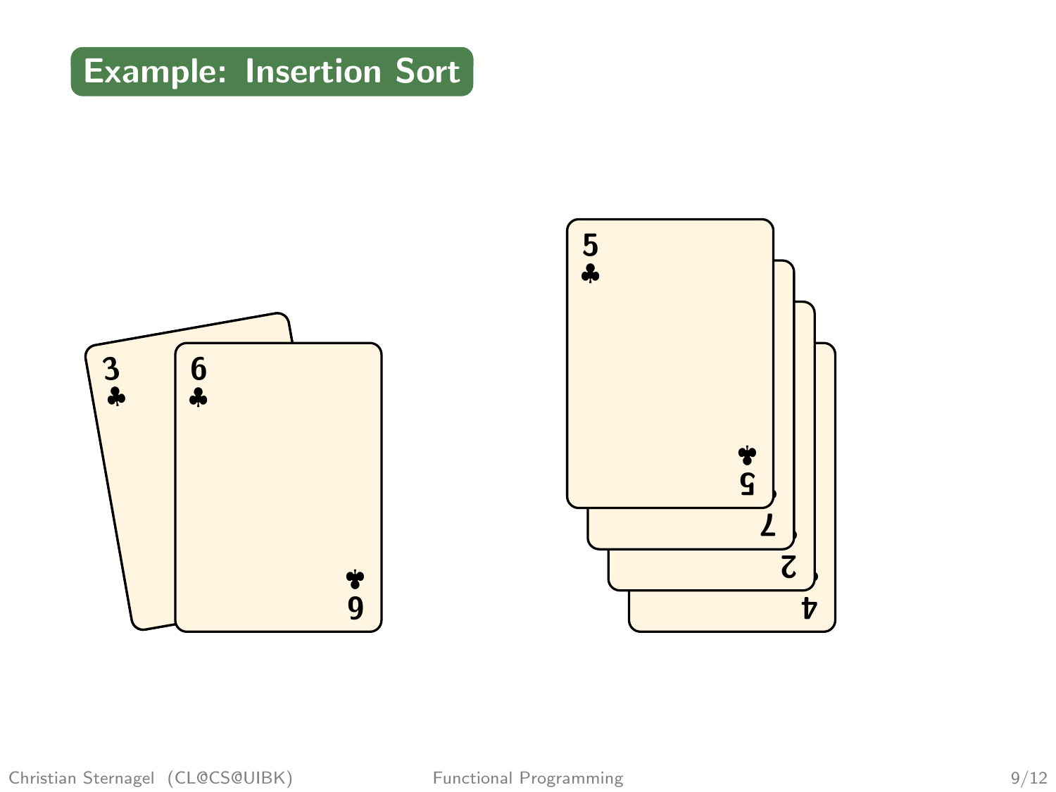## Example: Insertion Sort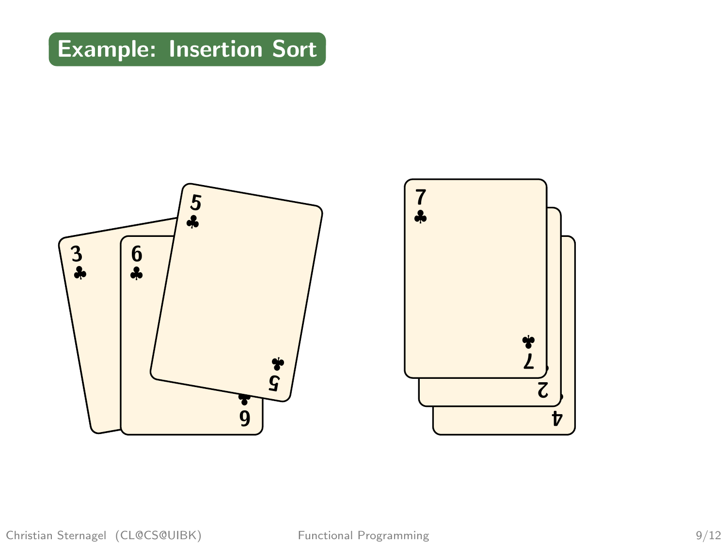# Example: Insertion Sort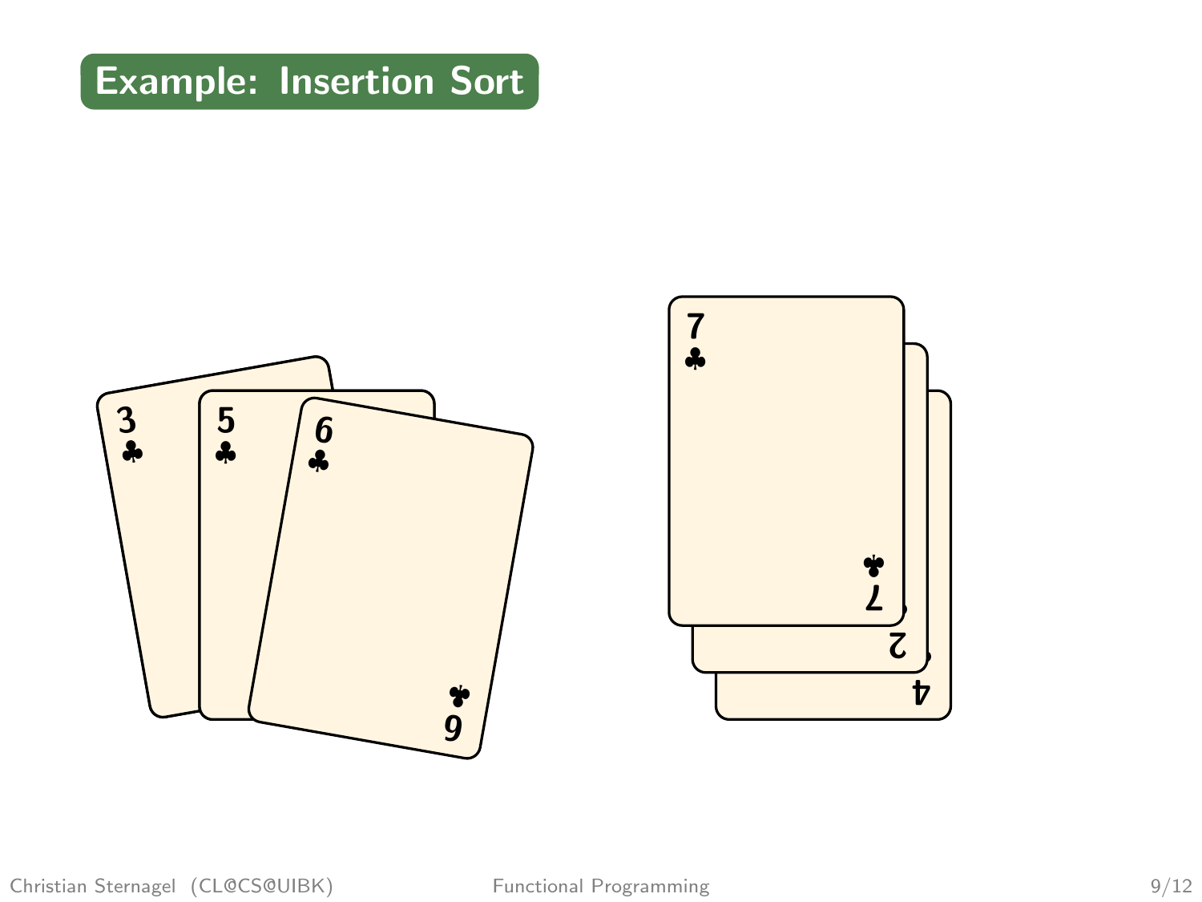## Example: Insertion Sort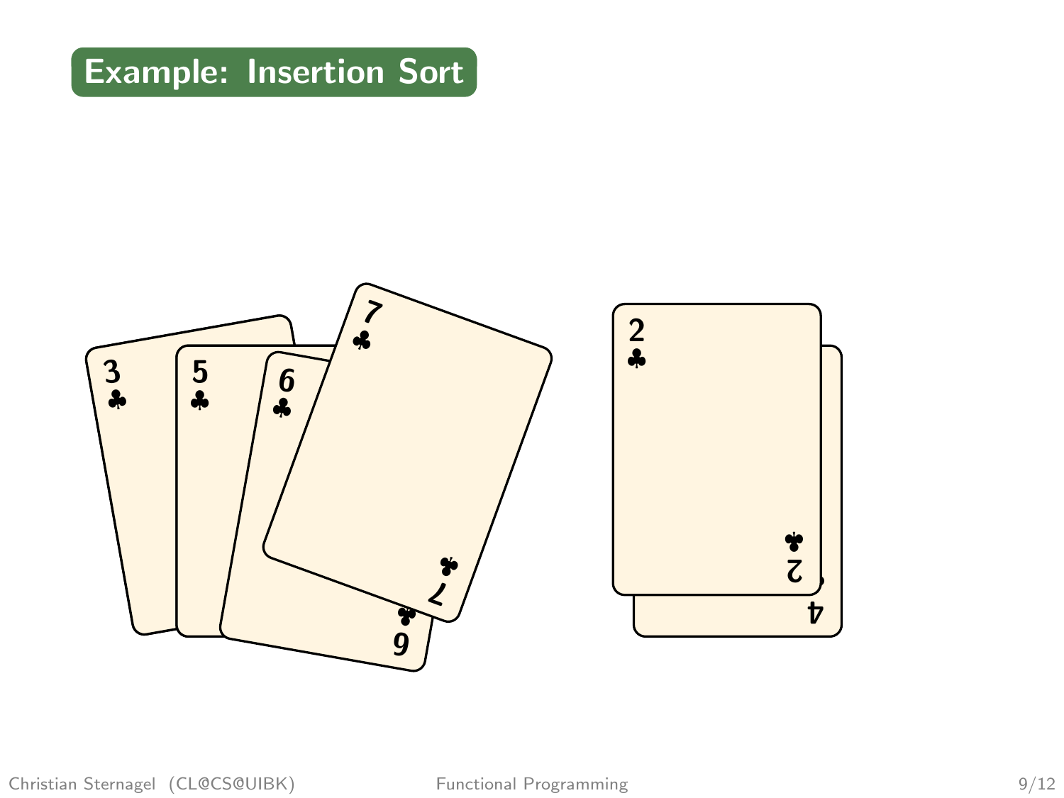## Example: Insertion Sort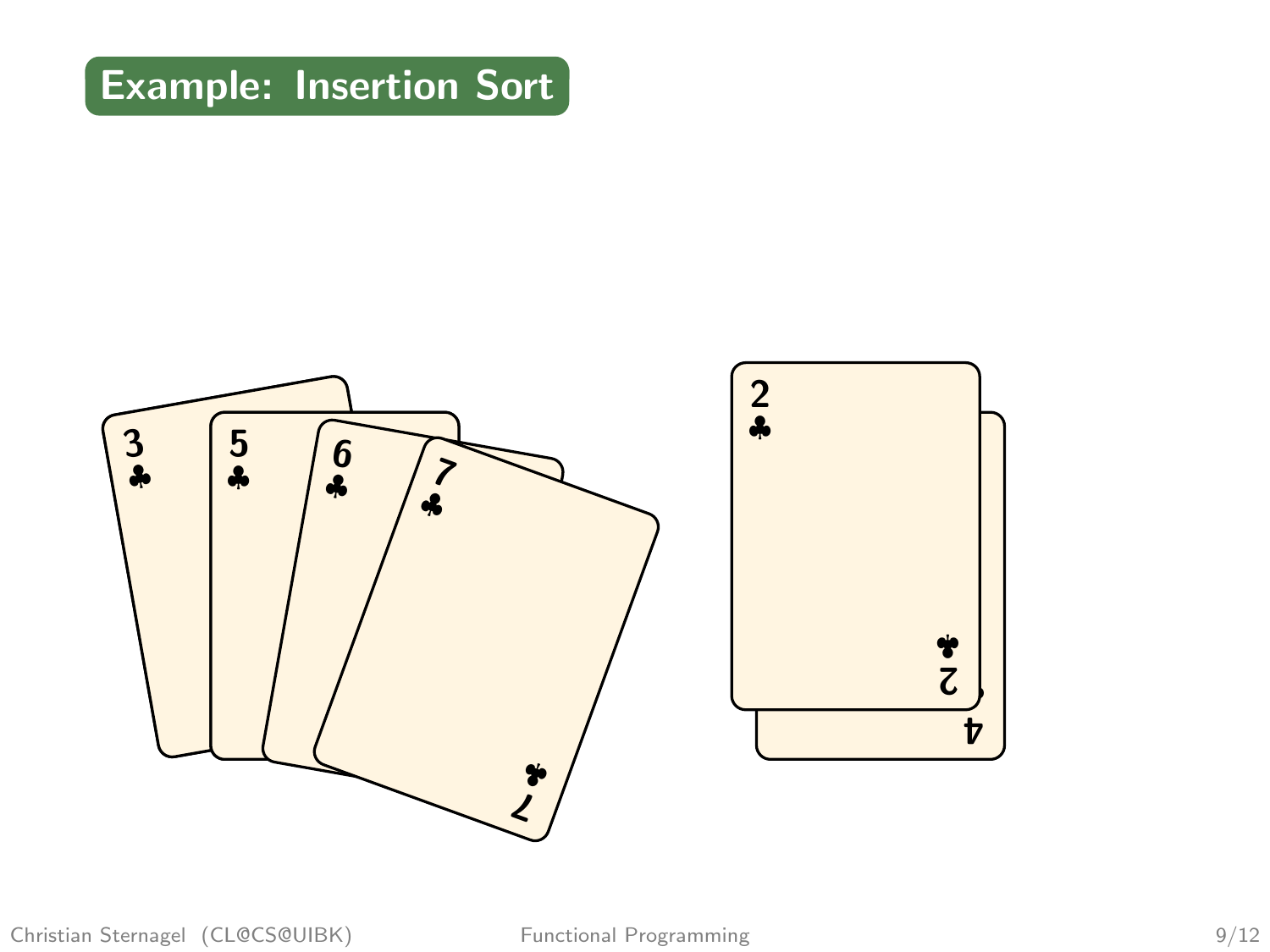# Example: Insertion Sort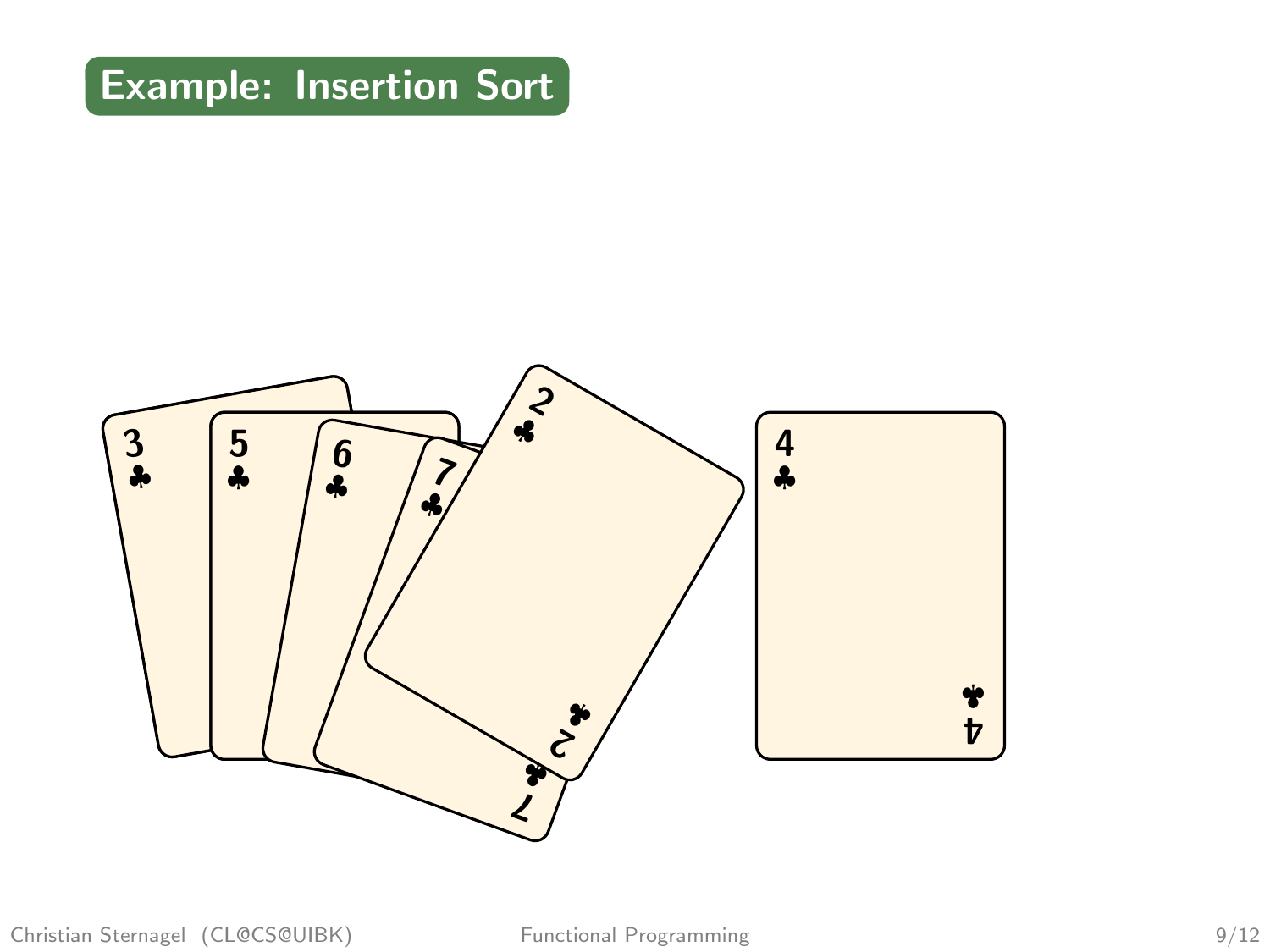# Example: Insertion Sort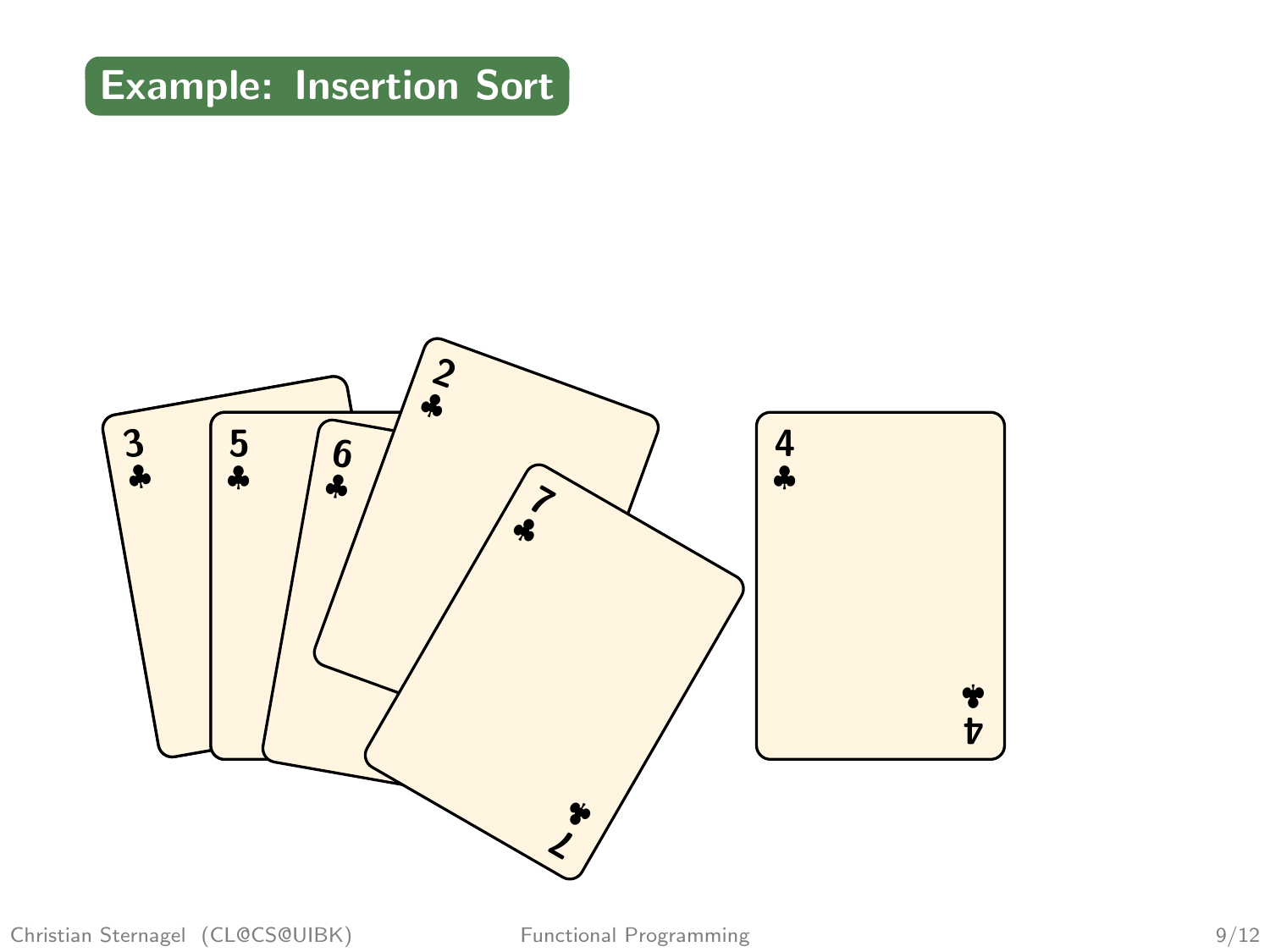## Example: Insertion Sort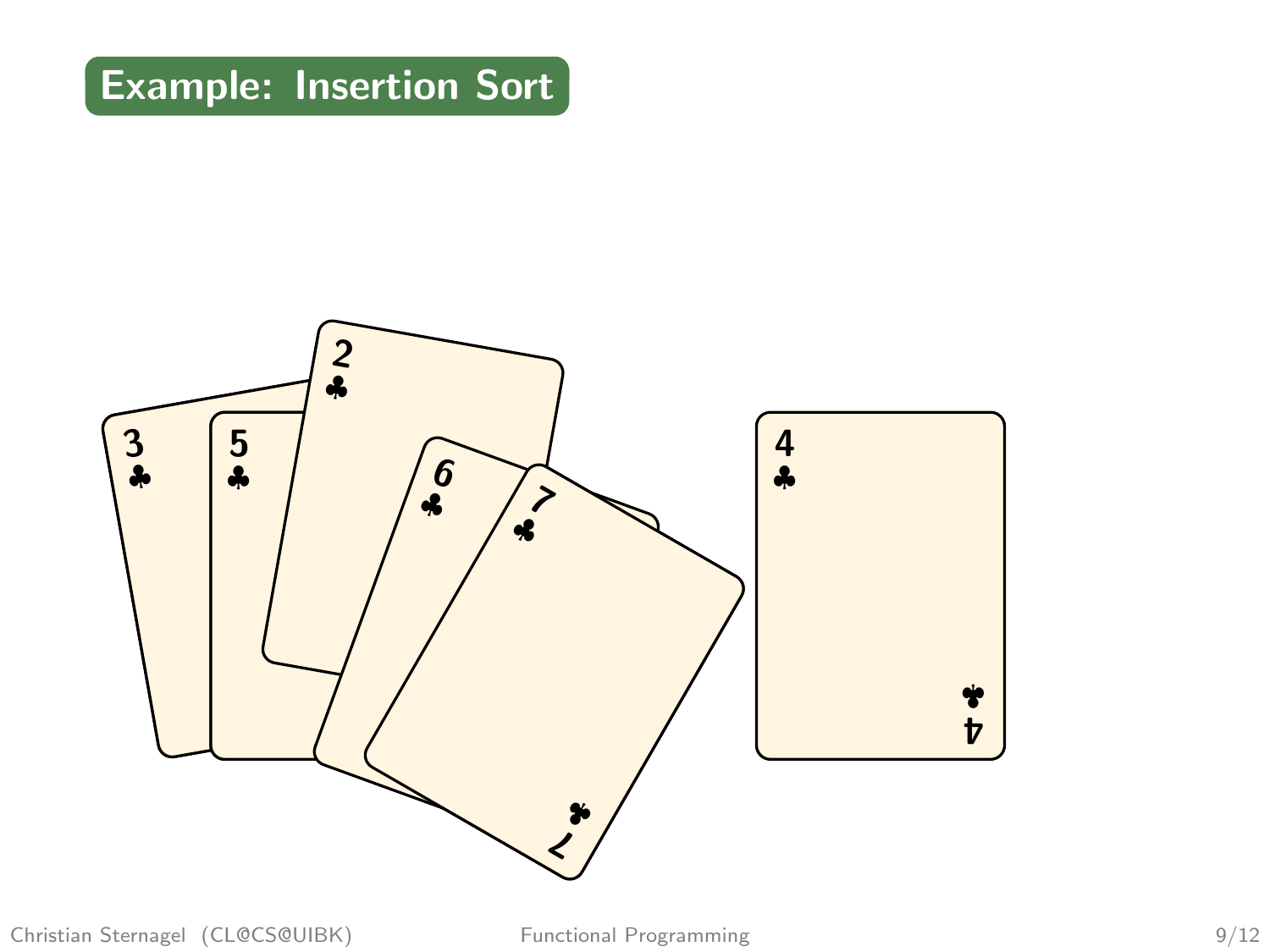## Example: Insertion Sort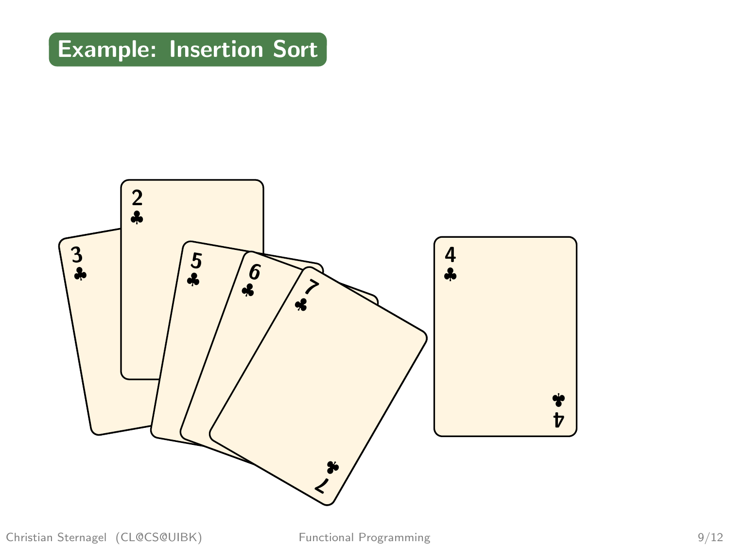# Example: Insertion Sort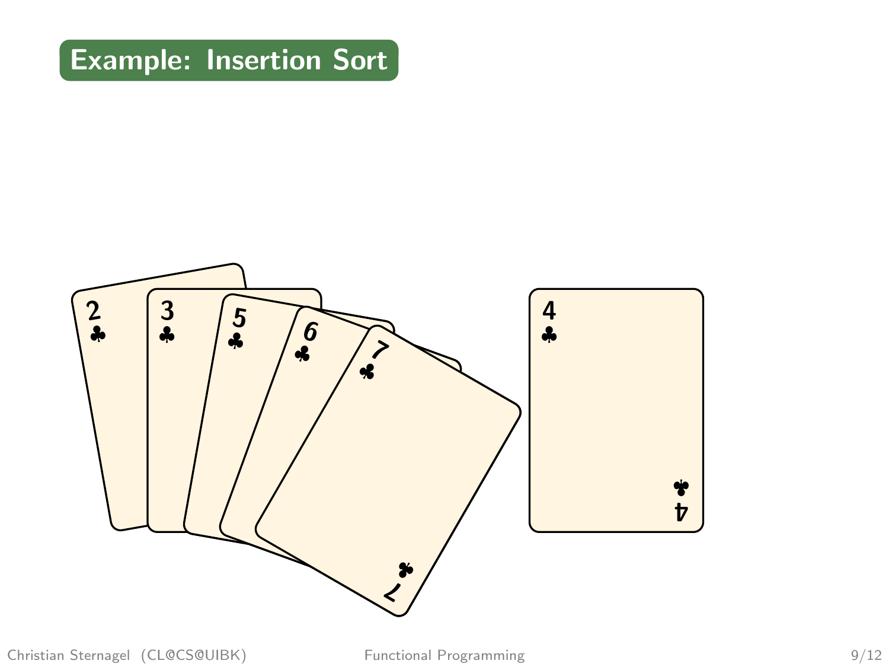# Example: Insertion Sort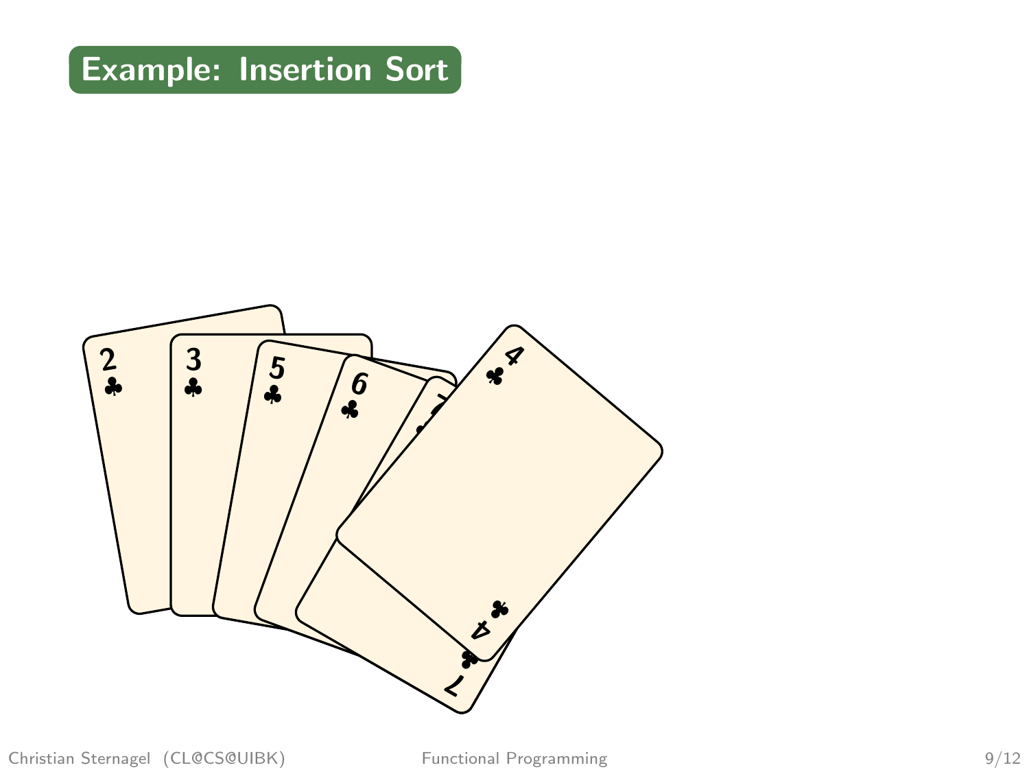## Example: Insertion Sort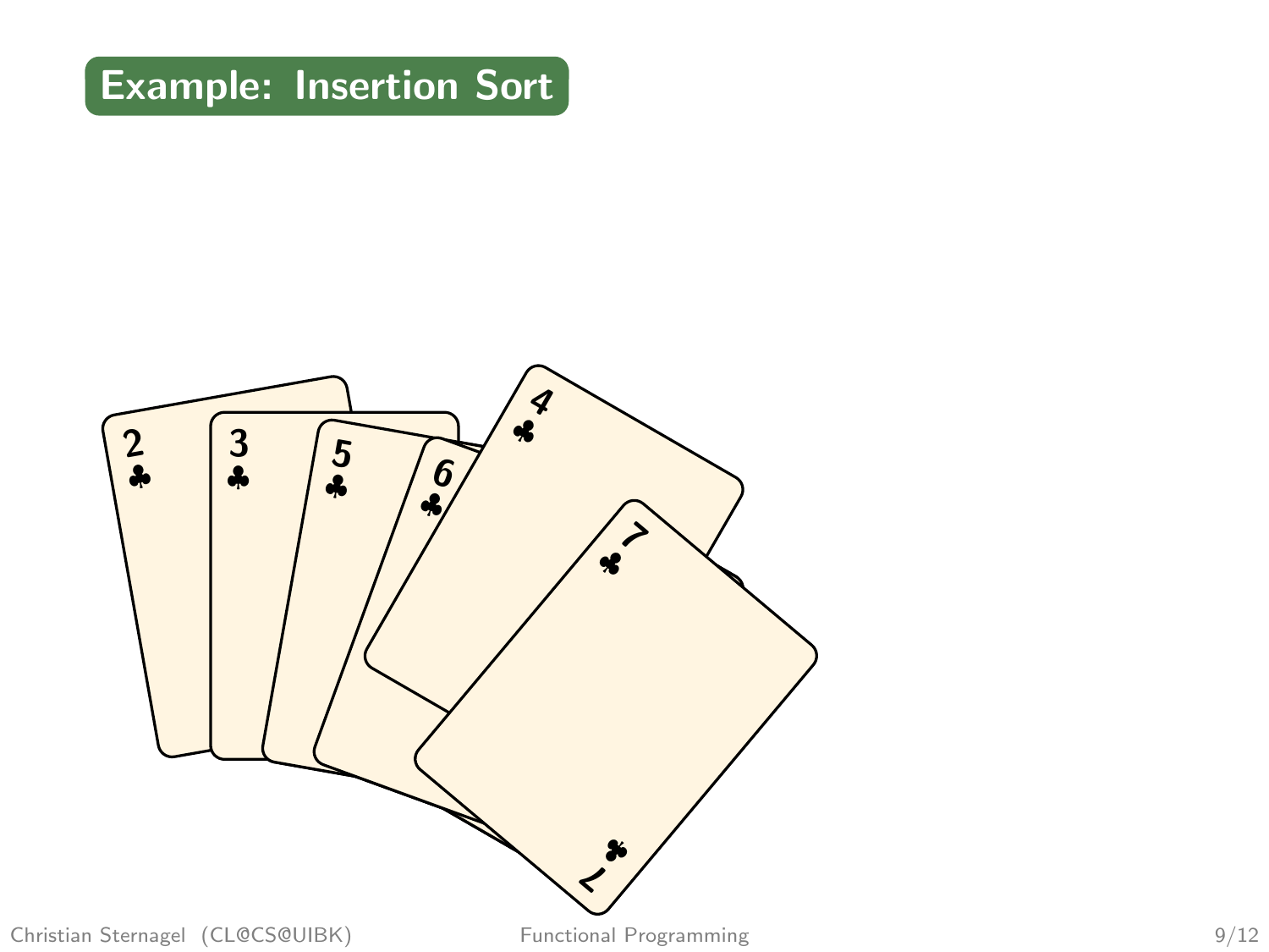# Example: Insertion Sort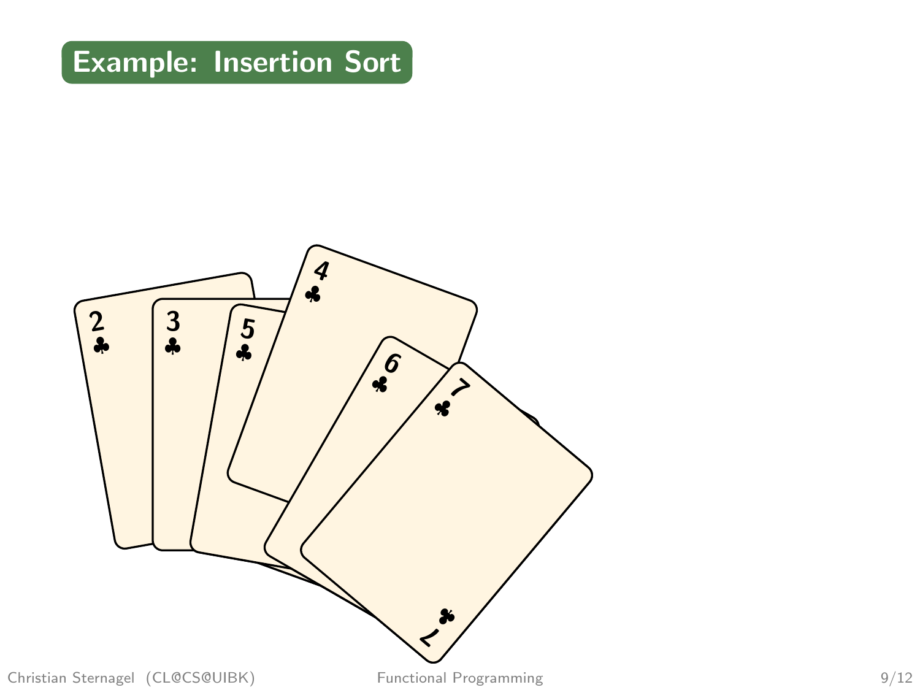# Example: Insertion Sort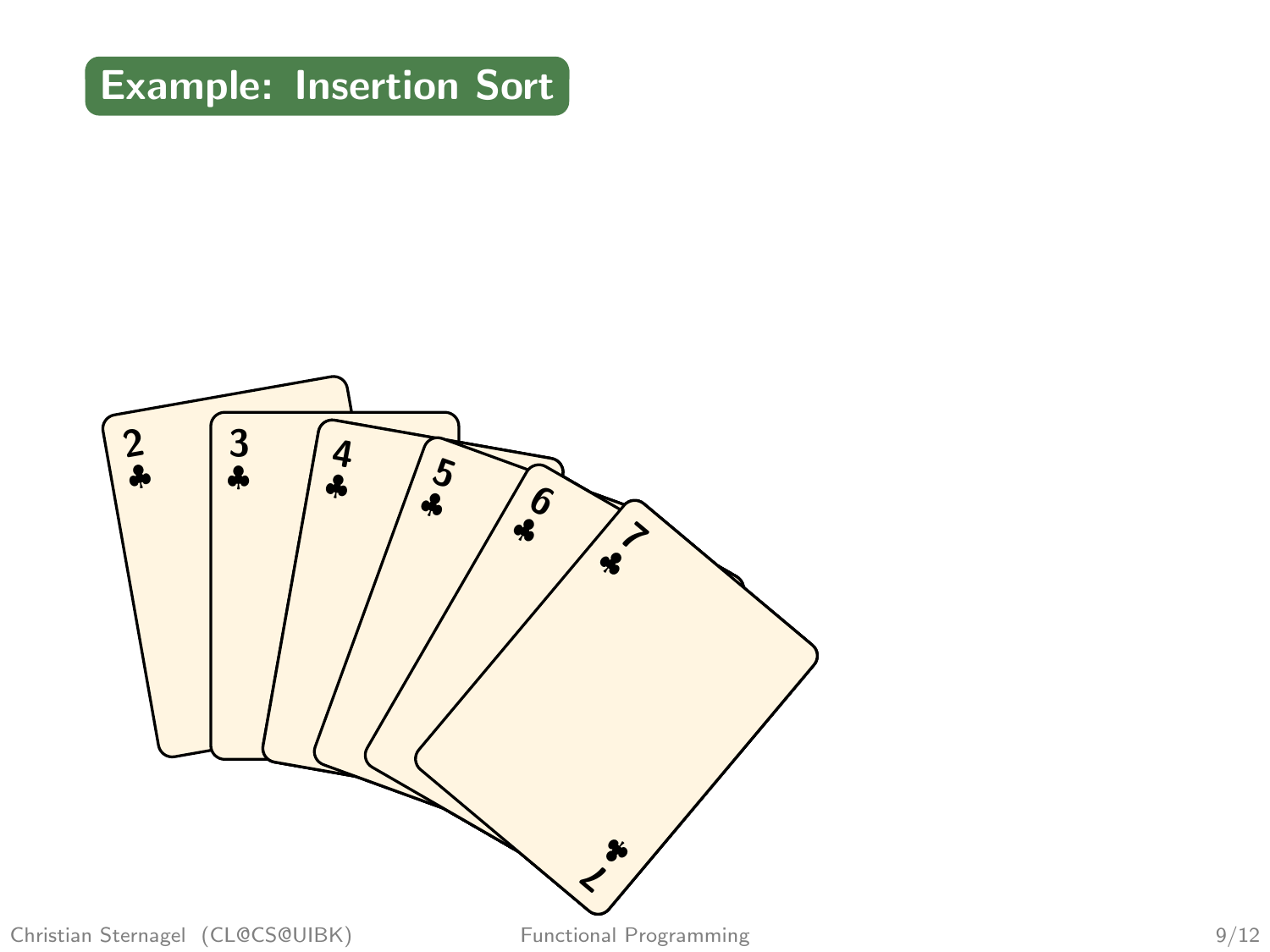# Example: Insertion Sort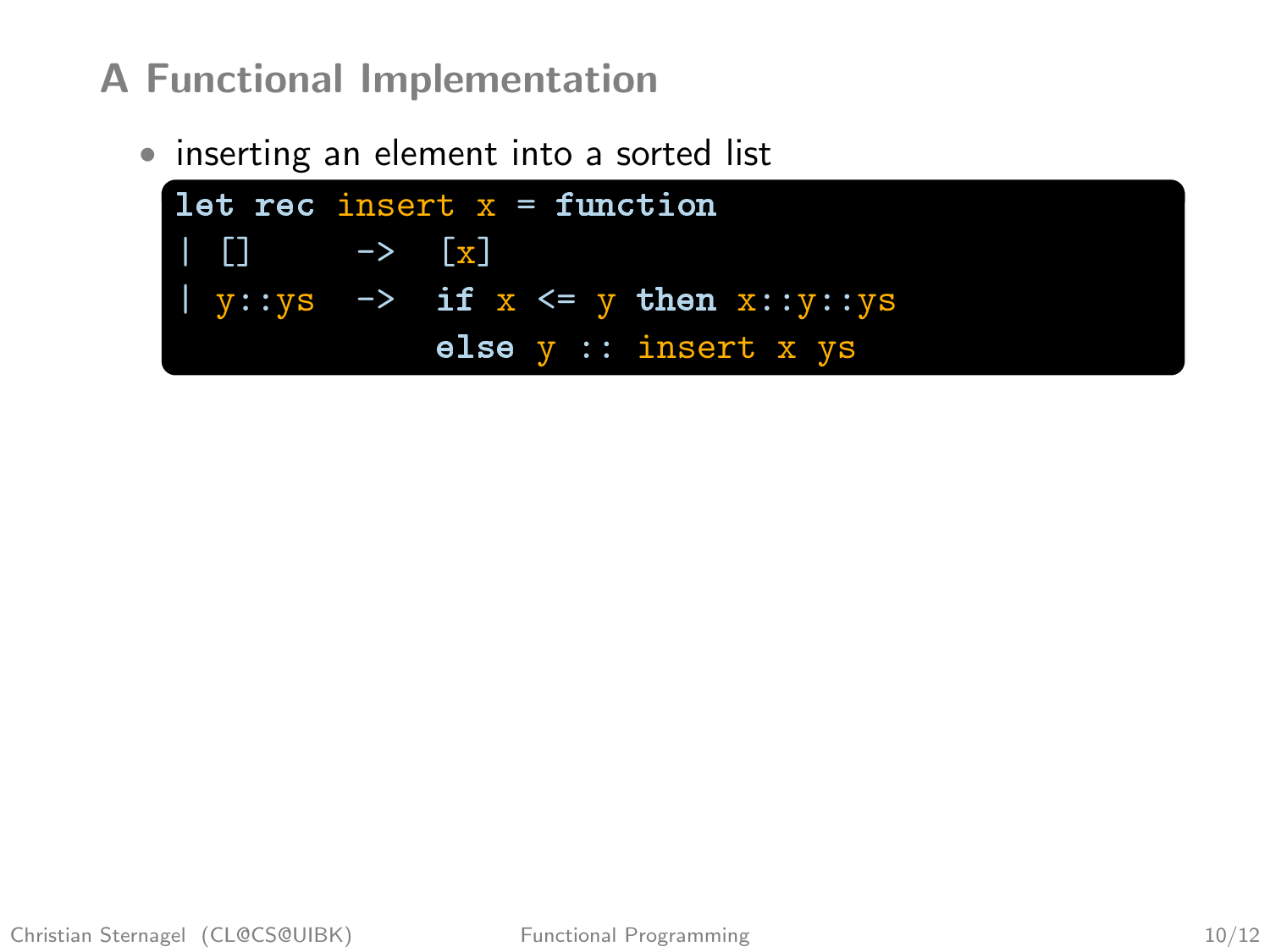## A Functional Implementation

- inserting an element into a sorted list

```
let rec insert x = function
| []     ->  [x]
| y::ys  ->  if x <= y then x::y::ys
             else y :: insert x ys
```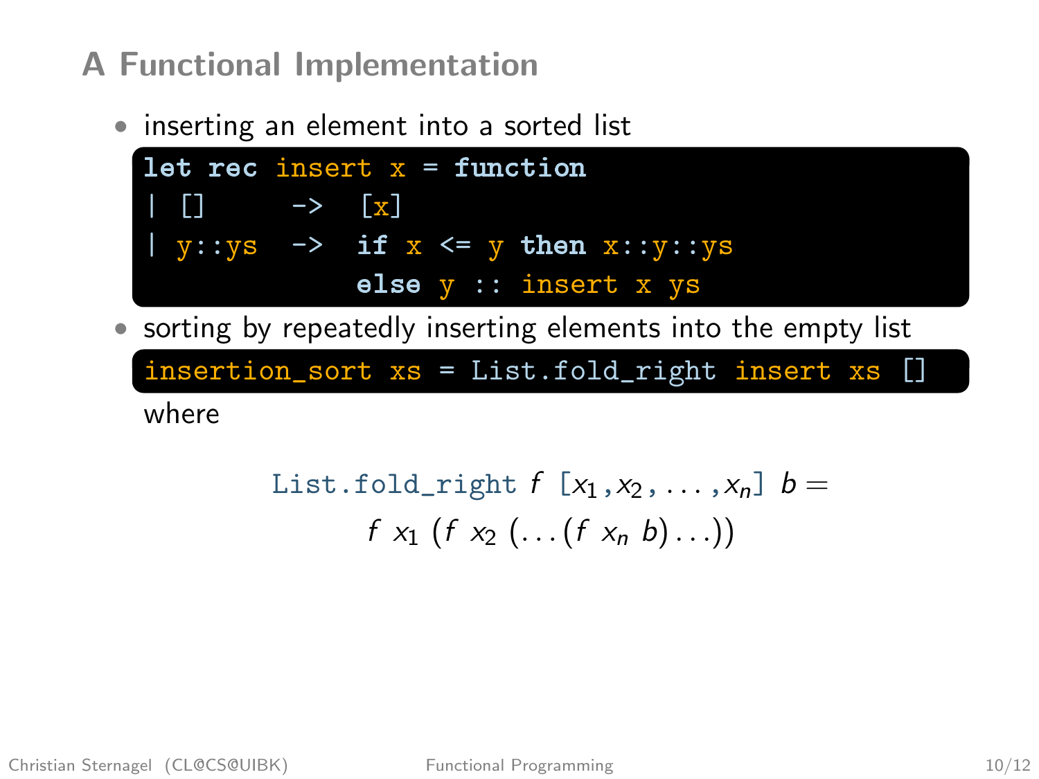## A Functional Implementation

- inserting an element into a sorted list

```
let rec insert x = function
| []      ->  [x]
| y::ys   ->  if x <= y then x::y::ys
              else y :: insert x ys
```

- sorting by repeatedly inserting elements into the empty list

```
insertion_sort xs = List.fold_right insert xs []
```

where

$$\texttt{List.fold\_right}\ f\ [x_1, x_2, \ldots, x_n]\ b = f\ x_1\ (f\ x_2\ (\ldots(f\ x_n\ b)\ldots))$$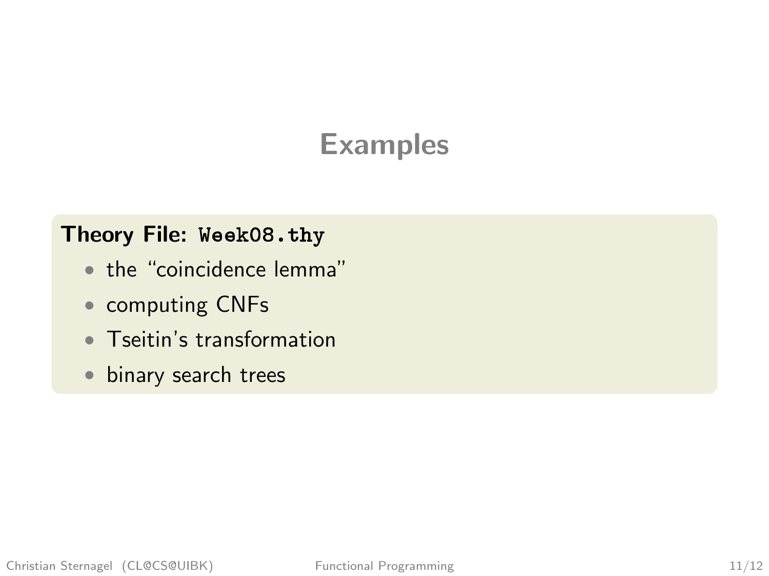# Examples

**Theory File: `Week08.thy`**

- the “coincidence lemma”
- computing CNFs
- Tseitin’s transformation
- binary search trees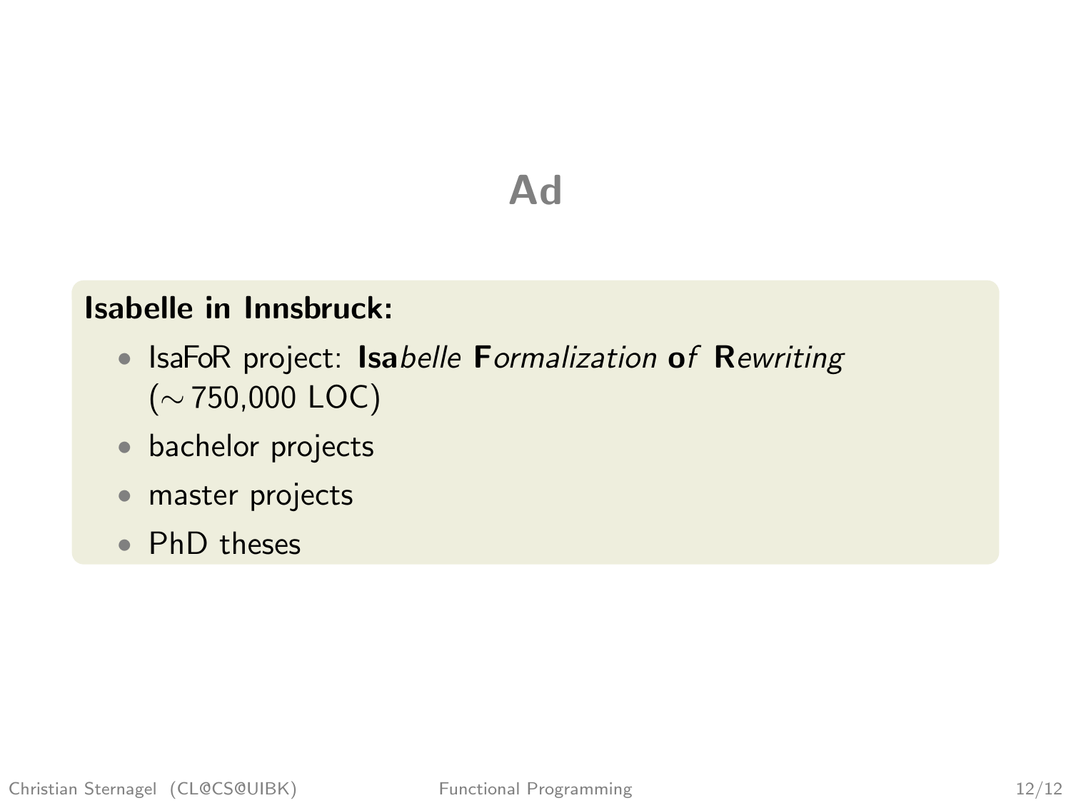# Ad

**Isabelle in Innsbruck:**

- IsaFoR project: **Isa***belle* **F***ormalization* **o***f* **R***ewriting* ($\sim$ 750,000 LOC)
- bachelor projects
- master projects
- PhD theses